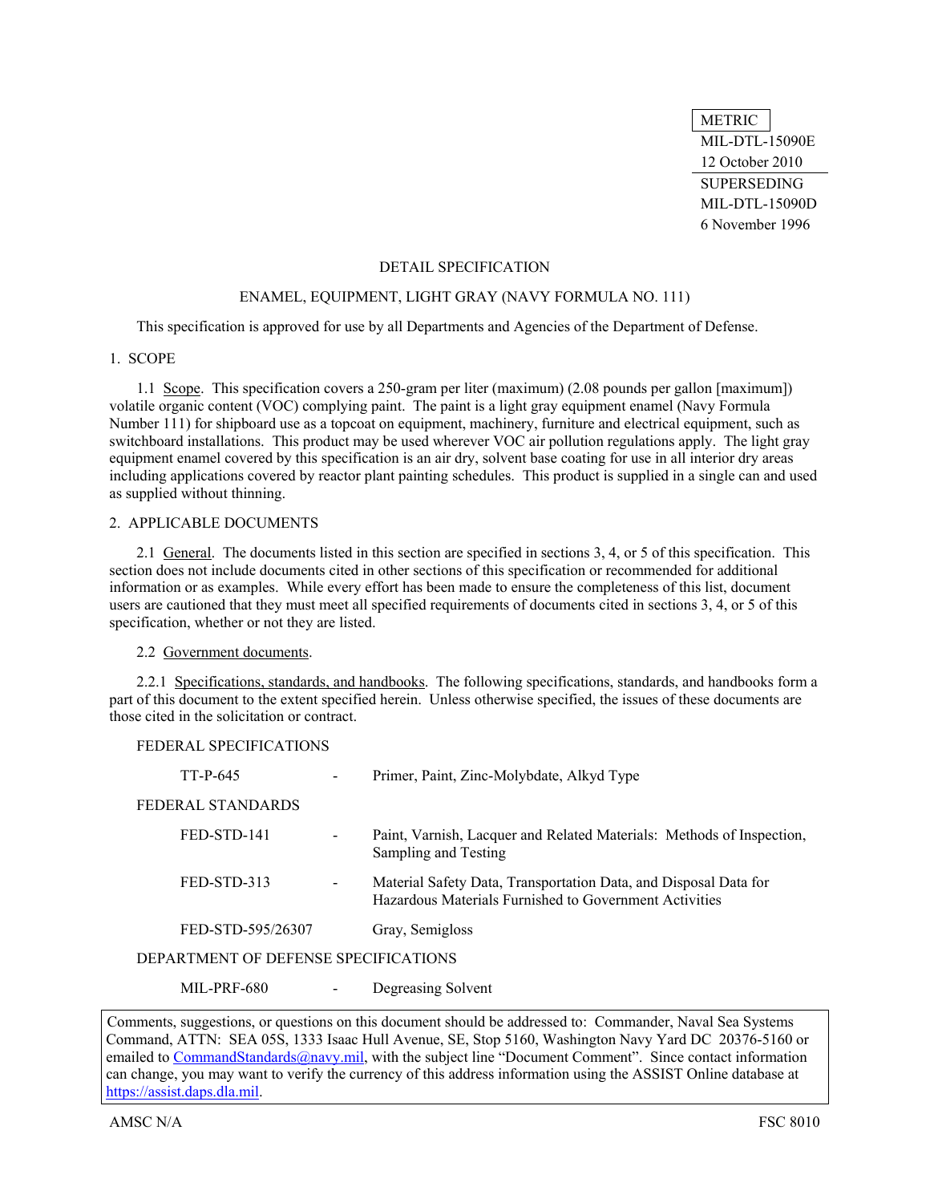METRIC

MIL-DTL-15090E
12 October 2010
SUPERSEDING
MIL-DTL-15090D
6 November 1996

# DETAIL SPECIFICATION

## ENAMEL, EQUIPMENT, LIGHT GRAY (NAVY FORMULA NO. 111)

This specification is approved for use by all Departments and Agencies of the Department of Defense.

## 1. SCOPE

1.1 Scope. This specification covers a 250-gram per liter (maximum) (2.08 pounds per gallon [maximum]) volatile organic content (VOC) complying paint. The paint is a light gray equipment enamel (Navy Formula Number 111) for shipboard use as a topcoat on equipment, machinery, furniture and electrical equipment, such as switchboard installations. This product may be used wherever VOC air pollution regulations apply. The light gray equipment enamel covered by this specification is an air dry, solvent base coating for use in all interior dry areas including applications covered by reactor plant painting schedules. This product is supplied in a single can and used as supplied without thinning.

## 2. APPLICABLE DOCUMENTS

2.1 General. The documents listed in this section are specified in sections 3, 4, or 5 of this specification. This section does not include documents cited in other sections of this specification or recommended for additional information or as examples. While every effort has been made to ensure the completeness of this list, document users are cautioned that they must meet all specified requirements of documents cited in sections 3, 4, or 5 of this specification, whether or not they are listed.

2.2 Government documents.

2.2.1 Specifications, standards, and handbooks. The following specifications, standards, and handbooks form a part of this document to the extent specified herein. Unless otherwise specified, the issues of these documents are those cited in the solicitation or contract.

FEDERAL SPECIFICATIONS

TT-P-645 - Primer, Paint, Zinc-Molybdate, Alkyd Type

FEDERAL STANDARDS

FED-STD-141 - Paint, Varnish, Lacquer and Related Materials: Methods of Inspection, Sampling and Testing

FED-STD-313 - Material Safety Data, Transportation Data, and Disposal Data for Hazardous Materials Furnished to Government Activities

FED-STD-595/26307 Gray, Semigloss

DEPARTMENT OF DEFENSE SPECIFICATIONS

MIL-PRF-680 - Degreasing Solvent

Comments, suggestions, or questions on this document should be addressed to: Commander, Naval Sea Systems Command, ATTN: SEA 05S, 1333 Isaac Hull Avenue, SE, Stop 5160, Washington Navy Yard DC 20376-5160 or emailed to CommandStandards@navy.mil, with the subject line "Document Comment". Since contact information can change, you may want to verify the currency of this address information using the ASSIST Online database at https://assist.daps.dla.mil.

AMSC N/A FSC 8010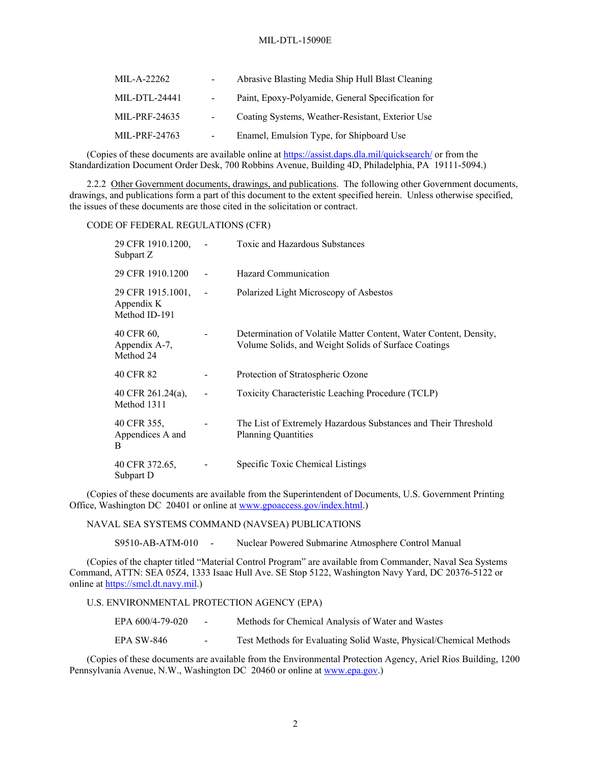| | | |
|---|---|---|
| MIL-A-22262 | - | Abrasive Blasting Media Ship Hull Blast Cleaning |
| MIL-DTL-24441 | - | Paint, Epoxy-Polyamide, General Specification for |
| MIL-PRF-24635 | - | Coating Systems, Weather-Resistant, Exterior Use |
| MIL-PRF-24763 | - | Enamel, Emulsion Type, for Shipboard Use |

(Copies of these documents are available online at https://assist.daps.dla.mil/quicksearch/ or from the Standardization Document Order Desk, 700 Robbins Avenue, Building 4D, Philadelphia, PA 19111-5094.)

2.2.2 Other Government documents, drawings, and publications. The following other Government documents, drawings, and publications form a part of this document to the extent specified herein. Unless otherwise specified, the issues of these documents are those cited in the solicitation or contract.

CODE OF FEDERAL REGULATIONS (CFR)

| | | |
|---|---|---|
| 29 CFR 1910.1200, Subpart Z | - | Toxic and Hazardous Substances |
| 29 CFR 1910.1200 | - | Hazard Communication |
| 29 CFR 1915.1001, Appendix K Method ID-191 | - | Polarized Light Microscopy of Asbestos |
| 40 CFR 60, Appendix A-7, Method 24 | - | Determination of Volatile Matter Content, Water Content, Density, Volume Solids, and Weight Solids of Surface Coatings |
| 40 CFR 82 | - | Protection of Stratospheric Ozone |
| 40 CFR 261.24(a), Method 1311 | - | Toxicity Characteristic Leaching Procedure (TCLP) |
| 40 CFR 355, Appendices A and B | - | The List of Extremely Hazardous Substances and Their Threshold Planning Quantities |
| 40 CFR 372.65, Subpart D | - | Specific Toxic Chemical Listings |

(Copies of these documents are available from the Superintendent of Documents, U.S. Government Printing Office, Washington DC 20401 or online at www.gpoaccess.gov/index.html.)

NAVAL SEA SYSTEMS COMMAND (NAVSEA) PUBLICATIONS

| | | |
|---|---|---|
| S9510-AB-ATM-010 | - | Nuclear Powered Submarine Atmosphere Control Manual |

(Copies of the chapter titled "Material Control Program" are available from Commander, Naval Sea Systems Command, ATTN: SEA 05Z4, 1333 Isaac Hull Ave. SE Stop 5122, Washington Navy Yard, DC 20376-5122 or online at https://smcl.dt.navy.mil.)

U.S. ENVIRONMENTAL PROTECTION AGENCY (EPA)

| | | |
|---|---|---|
| EPA 600/4-79-020 | - | Methods for Chemical Analysis of Water and Wastes |
| EPA SW-846 | - | Test Methods for Evaluating Solid Waste, Physical/Chemical Methods |

(Copies of these documents are available from the Environmental Protection Agency, Ariel Rios Building, 1200 Pennsylvania Avenue, N.W., Washington DC 20460 or online at www.epa.gov.)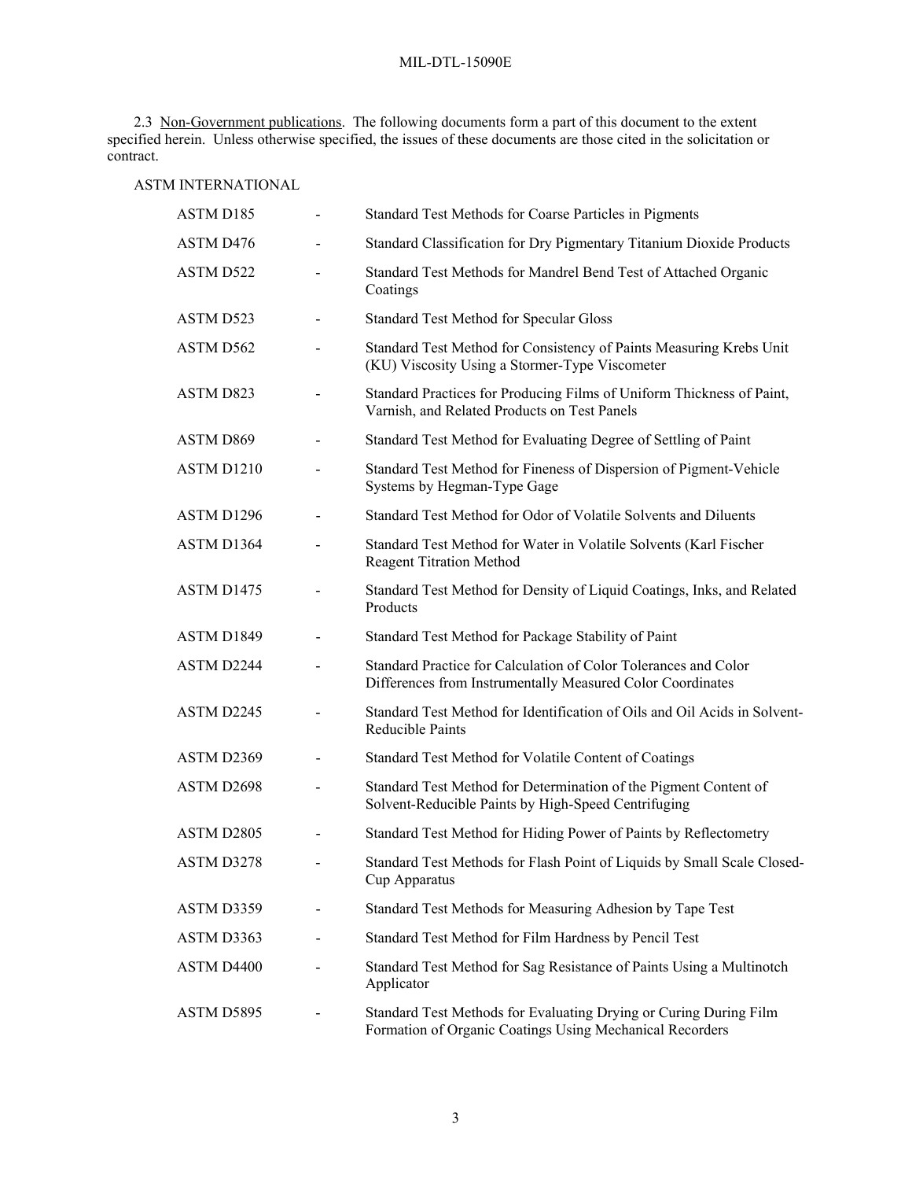2.3 Non-Government publications. The following documents form a part of this document to the extent specified herein. Unless otherwise specified, the issues of these documents are those cited in the solicitation or contract.

ASTM INTERNATIONAL

| | | |
|---|---|---|
| ASTM D185 | - | Standard Test Methods for Coarse Particles in Pigments |
| ASTM D476 | - | Standard Classification for Dry Pigmentary Titanium Dioxide Products |
| ASTM D522 | - | Standard Test Methods for Mandrel Bend Test of Attached Organic Coatings |
| ASTM D523 | - | Standard Test Method for Specular Gloss |
| ASTM D562 | - | Standard Test Method for Consistency of Paints Measuring Krebs Unit (KU) Viscosity Using a Stormer-Type Viscometer |
| ASTM D823 | - | Standard Practices for Producing Films of Uniform Thickness of Paint, Varnish, and Related Products on Test Panels |
| ASTM D869 | - | Standard Test Method for Evaluating Degree of Settling of Paint |
| ASTM D1210 | - | Standard Test Method for Fineness of Dispersion of Pigment-Vehicle Systems by Hegman-Type Gage |
| ASTM D1296 | - | Standard Test Method for Odor of Volatile Solvents and Diluents |
| ASTM D1364 | - | Standard Test Method for Water in Volatile Solvents (Karl Fischer Reagent Titration Method |
| ASTM D1475 | - | Standard Test Method for Density of Liquid Coatings, Inks, and Related Products |
| ASTM D1849 | - | Standard Test Method for Package Stability of Paint |
| ASTM D2244 | - | Standard Practice for Calculation of Color Tolerances and Color Differences from Instrumentally Measured Color Coordinates |
| ASTM D2245 | - | Standard Test Method for Identification of Oils and Oil Acids in Solvent-Reducible Paints |
| ASTM D2369 | - | Standard Test Method for Volatile Content of Coatings |
| ASTM D2698 | - | Standard Test Method for Determination of the Pigment Content of Solvent-Reducible Paints by High-Speed Centrifuging |
| ASTM D2805 | - | Standard Test Method for Hiding Power of Paints by Reflectometry |
| ASTM D3278 | - | Standard Test Methods for Flash Point of Liquids by Small Scale Closed-Cup Apparatus |
| ASTM D3359 | - | Standard Test Methods for Measuring Adhesion by Tape Test |
| ASTM D3363 | - | Standard Test Method for Film Hardness by Pencil Test |
| ASTM D4400 | - | Standard Test Method for Sag Resistance of Paints Using a Multinotch Applicator |
| ASTM D5895 | - | Standard Test Methods for Evaluating Drying or Curing During Film Formation of Organic Coatings Using Mechanical Recorders |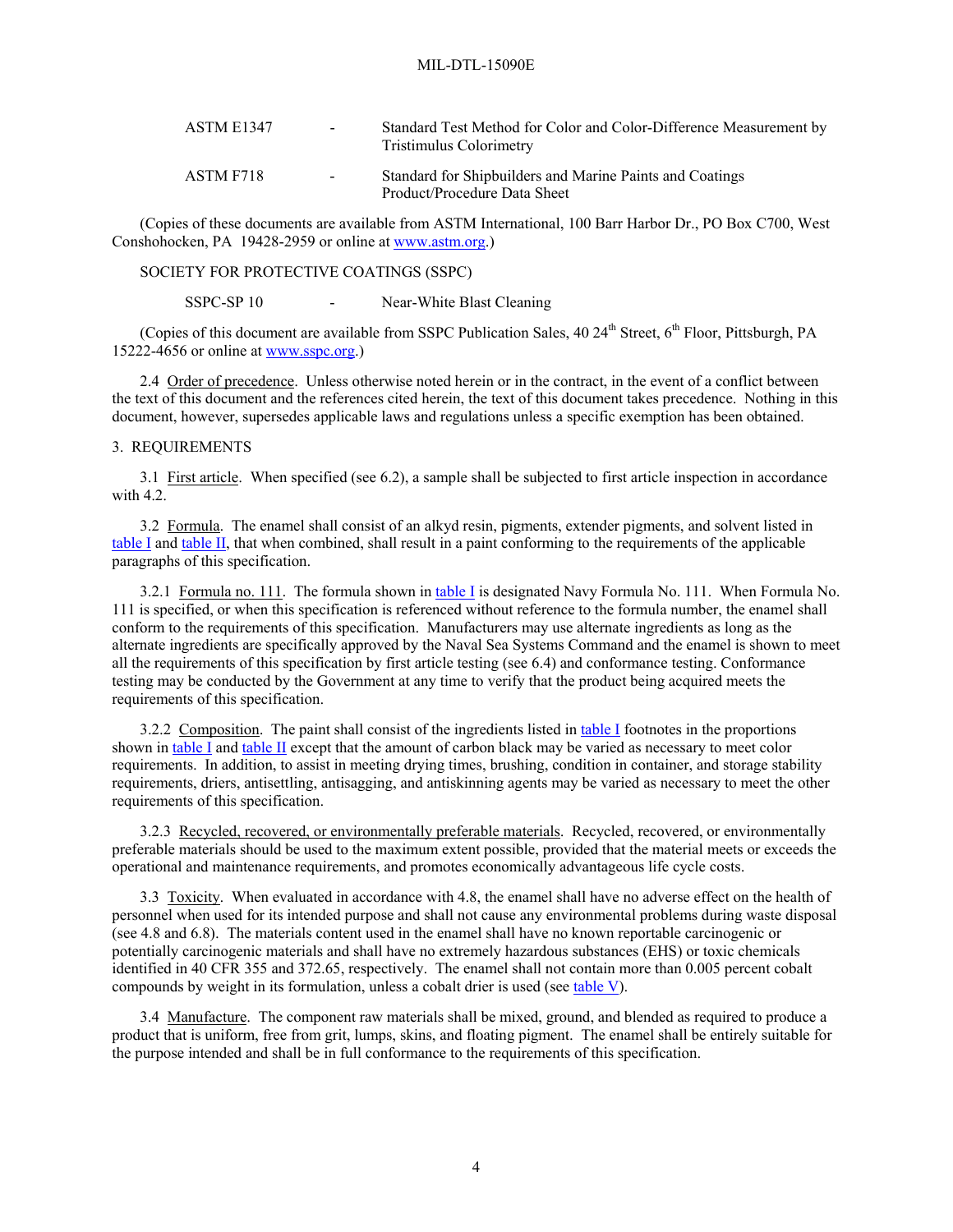ASTM E1347 - Standard Test Method for Color and Color-Difference Measurement by Tristimulus Colorimetry

ASTM F718 - Standard for Shipbuilders and Marine Paints and Coatings Product/Procedure Data Sheet

(Copies of these documents are available from ASTM International, 100 Barr Harbor Dr., PO Box C700, West Conshohocken, PA 19428-2959 or online at www.astm.org.)

SOCIETY FOR PROTECTIVE COATINGS (SSPC)

SSPC-SP 10 - Near-White Blast Cleaning

(Copies of this document are available from SSPC Publication Sales, 40 24th Street, 6th Floor, Pittsburgh, PA 15222-4656 or online at www.sspc.org.)

2.4 Order of precedence. Unless otherwise noted herein or in the contract, in the event of a conflict between the text of this document and the references cited herein, the text of this document takes precedence. Nothing in this document, however, supersedes applicable laws and regulations unless a specific exemption has been obtained.

## 3. REQUIREMENTS

3.1 First article. When specified (see 6.2), a sample shall be subjected to first article inspection in accordance with 4.2.

3.2 Formula. The enamel shall consist of an alkyd resin, pigments, extender pigments, and solvent listed in table I and table II, that when combined, shall result in a paint conforming to the requirements of the applicable paragraphs of this specification.

3.2.1 Formula no. 111. The formula shown in table I is designated Navy Formula No. 111. When Formula No. 111 is specified, or when this specification is referenced without reference to the formula number, the enamel shall conform to the requirements of this specification. Manufacturers may use alternate ingredients as long as the alternate ingredients are specifically approved by the Naval Sea Systems Command and the enamel is shown to meet all the requirements of this specification by first article testing (see 6.4) and conformance testing. Conformance testing may be conducted by the Government at any time to verify that the product being acquired meets the requirements of this specification.

3.2.2 Composition. The paint shall consist of the ingredients listed in table I footnotes in the proportions shown in table I and table II except that the amount of carbon black may be varied as necessary to meet color requirements. In addition, to assist in meeting drying times, brushing, condition in container, and storage stability requirements, driers, antisettling, antisagging, and antiskinning agents may be varied as necessary to meet the other requirements of this specification.

3.2.3 Recycled, recovered, or environmentally preferable materials. Recycled, recovered, or environmentally preferable materials should be used to the maximum extent possible, provided that the material meets or exceeds the operational and maintenance requirements, and promotes economically advantageous life cycle costs.

3.3 Toxicity. When evaluated in accordance with 4.8, the enamel shall have no adverse effect on the health of personnel when used for its intended purpose and shall not cause any environmental problems during waste disposal (see 4.8 and 6.8). The materials content used in the enamel shall have no known reportable carcinogenic or potentially carcinogenic materials and shall have no extremely hazardous substances (EHS) or toxic chemicals identified in 40 CFR 355 and 372.65, respectively. The enamel shall not contain more than 0.005 percent cobalt compounds by weight in its formulation, unless a cobalt drier is used (see table V).

3.4 Manufacture. The component raw materials shall be mixed, ground, and blended as required to produce a product that is uniform, free from grit, lumps, skins, and floating pigment. The enamel shall be entirely suitable for the purpose intended and shall be in full conformance to the requirements of this specification.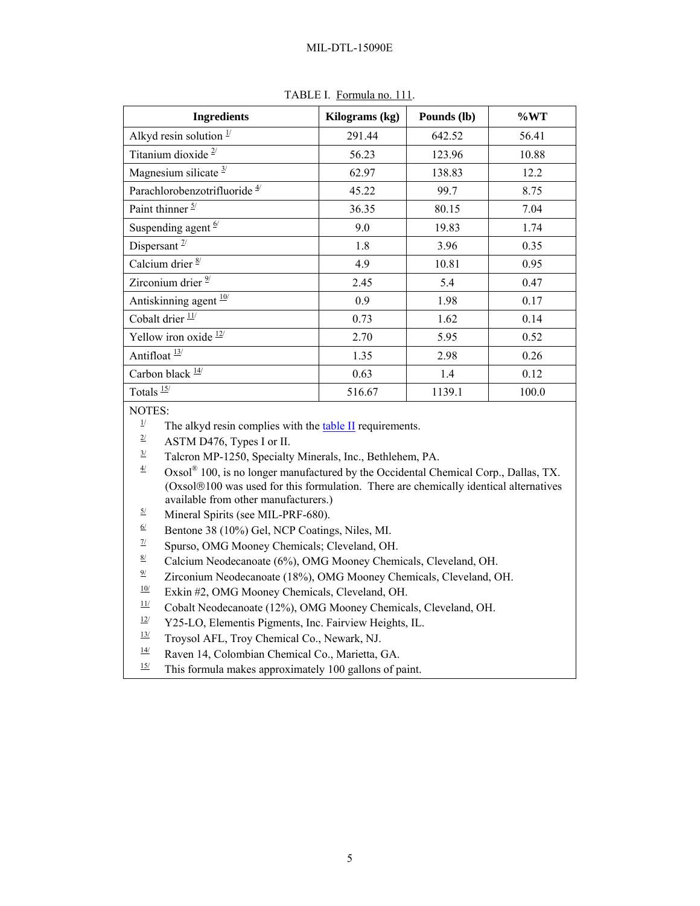TABLE I. Formula no. 111.

| Ingredients | Kilograms (kg) | Pounds (lb) | %WT |
|---|---|---|---|
| Alkyd resin solution [1/] | 291.44 | 642.52 | 56.41 |
| Titanium dioxide [2/] | 56.23 | 123.96 | 10.88 |
| Magnesium silicate [3/] | 62.97 | 138.83 | 12.2 |
| Parachlorobenzotrifluoride [4/] | 45.22 | 99.7 | 8.75 |
| Paint thinner [5/] | 36.35 | 80.15 | 7.04 |
| Suspending agent [6/] | 9.0 | 19.83 | 1.74 |
| Dispersant [7/] | 1.8 | 3.96 | 0.35 |
| Calcium drier [8/] | 4.9 | 10.81 | 0.95 |
| Zirconium drier [9/] | 2.45 | 5.4 | 0.47 |
| Antiskinning agent [10/] | 0.9 | 1.98 | 0.17 |
| Cobalt drier [11/] | 0.73 | 1.62 | 0.14 |
| Yellow iron oxide [12/] | 2.70 | 5.95 | 0.52 |
| Antifloat [13/] | 1.35 | 2.98 | 0.26 |
| Carbon black [14/] | 0.63 | 1.4 | 0.12 |
| Totals [15/] | 516.67 | 1139.1 | 100.0 |

NOTES:

1/ The alkyd resin complies with the table II requirements.

2/ ASTM D476, Types I or II.

3/ Talcron MP-1250, Specialty Minerals, Inc., Bethlehem, PA.

4/ Oxsol® 100, is no longer manufactured by the Occidental Chemical Corp., Dallas, TX. (Oxsol®100 was used for this formulation. There are chemically identical alternatives available from other manufacturers.)

5/ Mineral Spirits (see MIL-PRF-680).

6/ Bentone 38 (10%) Gel, NCP Coatings, Niles, MI.

7/ Spurso, OMG Mooney Chemicals; Cleveland, OH.

8/ Calcium Neodecanoate (6%), OMG Mooney Chemicals, Cleveland, OH.

9/ Zirconium Neodecanoate (18%), OMG Mooney Chemicals, Cleveland, OH.

10/ Exkin #2, OMG Mooney Chemicals, Cleveland, OH.

11/ Cobalt Neodecanoate (12%), OMG Mooney Chemicals, Cleveland, OH.

12/ Y25-LO, Elementis Pigments, Inc. Fairview Heights, IL.

13/ Troysol AFL, Troy Chemical Co., Newark, NJ.

14/ Raven 14, Colombian Chemical Co., Marietta, GA.

15/ This formula makes approximately 100 gallons of paint.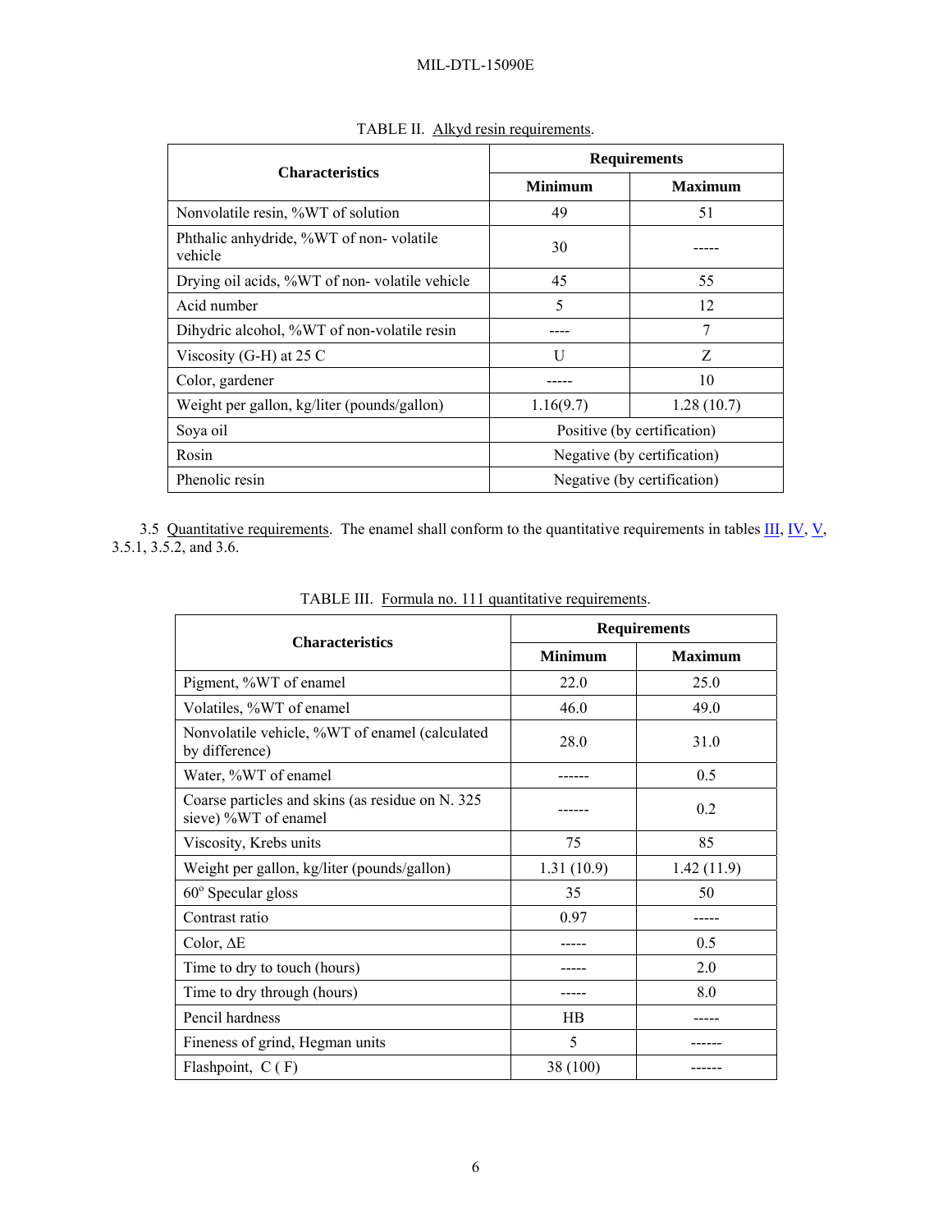TABLE II. Alkyd resin requirements.

| Characteristics | Requirements | |
|---|---|---|
| | Minimum | Maximum |
| Nonvolatile resin, %WT of solution | 49 | 51 |
| Phthalic anhydride, %WT of non- volatile vehicle | 30 | ----- |
| Drying oil acids, %WT of non- volatile vehicle | 45 | 55 |
| Acid number | 5 | 12 |
| Dihydric alcohol, %WT of non-volatile resin | ---- | 7 |
| Viscosity (G-H) at 25 C | U | Z |
| Color, gardener | ----- | 10 |
| Weight per gallon, kg/liter (pounds/gallon) | 1.16(9.7) | 1.28 (10.7) |
| Soya oil | Positive (by certification) | |
| Rosin | Negative (by certification) | |
| Phenolic resin | Negative (by certification) | |

3.5 Quantitative requirements. The enamel shall conform to the quantitative requirements in tables III, IV, V, 3.5.1, 3.5.2, and 3.6.

TABLE III. Formula no. 111 quantitative requirements.

| Characteristics | Requirements | |
|---|---|---|
| | Minimum | Maximum |
| Pigment, %WT of enamel | 22.0 | 25.0 |
| Volatiles, %WT of enamel | 46.0 | 49.0 |
| Nonvolatile vehicle, %WT of enamel (calculated by difference) | 28.0 | 31.0 |
| Water, %WT of enamel | ------ | 0.5 |
| Coarse particles and skins (as residue on N. 325 sieve) %WT of enamel | ------ | 0.2 |
| Viscosity, Krebs units | 75 | 85 |
| Weight per gallon, kg/liter (pounds/gallon) | 1.31 (10.9) | 1.42 (11.9) |
| 60° Specular gloss | 35 | 50 |
| Contrast ratio | 0.97 | ----- |
| Color, ΔE | ----- | 0.5 |
| Time to dry to touch (hours) | ----- | 2.0 |
| Time to dry through (hours) | ----- | 8.0 |
| Pencil hardness | HB | ----- |
| Fineness of grind, Hegman units | 5 | ------ |
| Flashpoint, C ( F) | 38 (100) | ------ |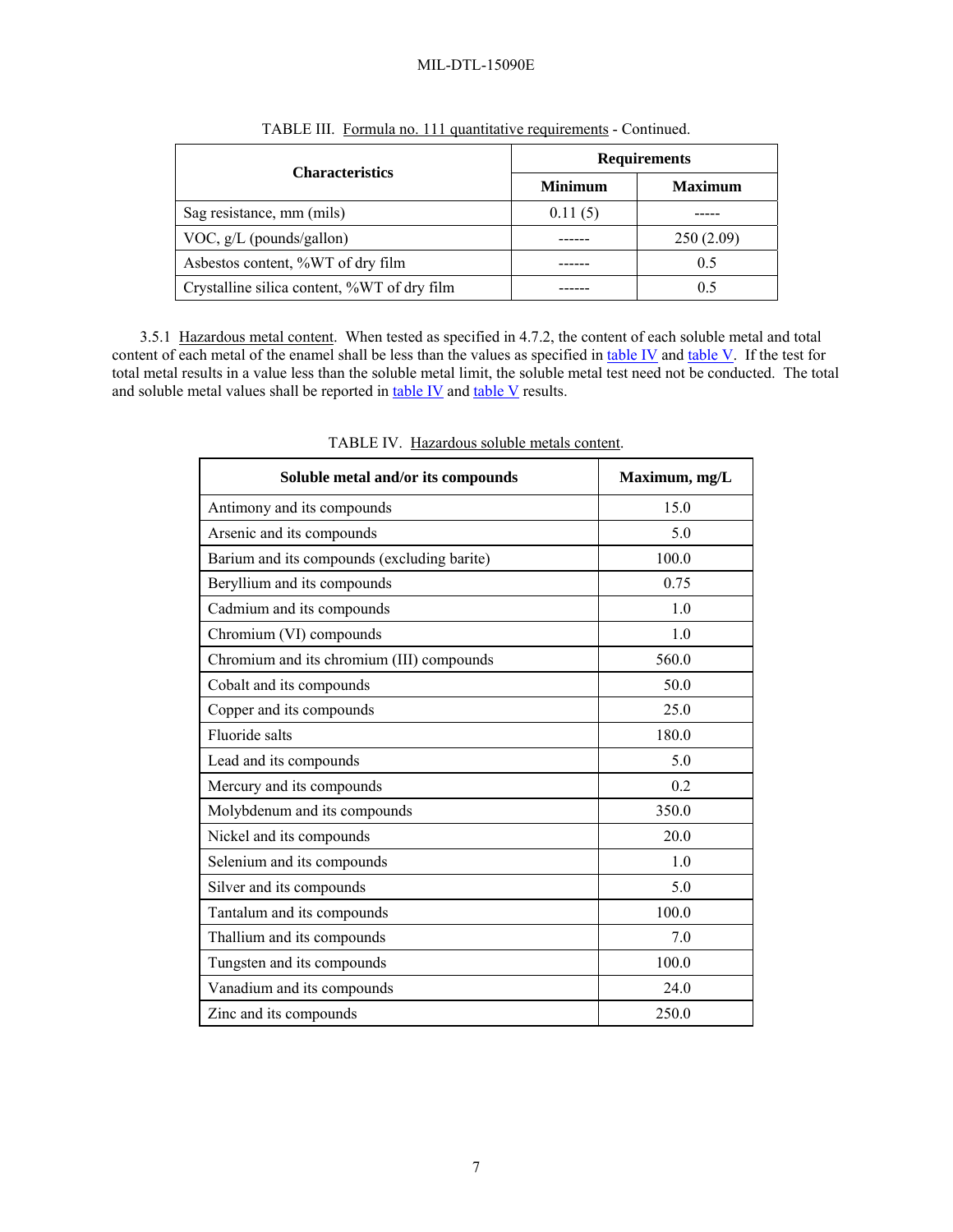TABLE III. Formula no. 111 quantitative requirements - Continued.

| Characteristics | Requirements | |
|---|---|---|
| | Minimum | Maximum |
| Sag resistance, mm (mils) | 0.11 (5) | ----- |
| VOC, g/L (pounds/gallon) | ------ | 250 (2.09) |
| Asbestos content, %WT of dry film | ------ | 0.5 |
| Crystalline silica content, %WT of dry film | ------ | 0.5 |

3.5.1 Hazardous metal content. When tested as specified in 4.7.2, the content of each soluble metal and total content of each metal of the enamel shall be less than the values as specified in table IV and table V. If the test for total metal results in a value less than the soluble metal limit, the soluble metal test need not be conducted. The total and soluble metal values shall be reported in table IV and table V results.

TABLE IV. Hazardous soluble metals content.

| Soluble metal and/or its compounds | Maximum, mg/L |
|---|---|
| Antimony and its compounds | 15.0 |
| Arsenic and its compounds | 5.0 |
| Barium and its compounds (excluding barite) | 100.0 |
| Beryllium and its compounds | 0.75 |
| Cadmium and its compounds | 1.0 |
| Chromium (VI) compounds | 1.0 |
| Chromium and its chromium (III) compounds | 560.0 |
| Cobalt and its compounds | 50.0 |
| Copper and its compounds | 25.0 |
| Fluoride salts | 180.0 |
| Lead and its compounds | 5.0 |
| Mercury and its compounds | 0.2 |
| Molybdenum and its compounds | 350.0 |
| Nickel and its compounds | 20.0 |
| Selenium and its compounds | 1.0 |
| Silver and its compounds | 5.0 |
| Tantalum and its compounds | 100.0 |
| Thallium and its compounds | 7.0 |
| Tungsten and its compounds | 100.0 |
| Vanadium and its compounds | 24.0 |
| Zinc and its compounds | 250.0 |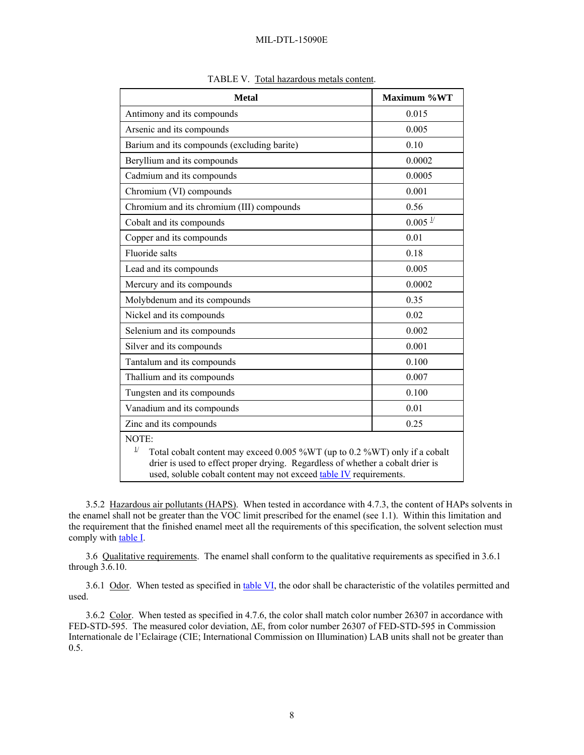TABLE V. Total hazardous metals content.

| Metal | Maximum %WT |
|---|---|
| Antimony and its compounds | 0.015 |
| Arsenic and its compounds | 0.005 |
| Barium and its compounds (excluding barite) | 0.10 |
| Beryllium and its compounds | 0.0002 |
| Cadmium and its compounds | 0.0005 |
| Chromium (VI) compounds | 0.001 |
| Chromium and its chromium (III) compounds | 0.56 |
| Cobalt and its compounds | 0.005 [1/] |
| Copper and its compounds | 0.01 |
| Fluoride salts | 0.18 |
| Lead and its compounds | 0.005 |
| Mercury and its compounds | 0.0002 |
| Molybdenum and its compounds | 0.35 |
| Nickel and its compounds | 0.02 |
| Selenium and its compounds | 0.002 |
| Silver and its compounds | 0.001 |
| Tantalum and its compounds | 0.100 |
| Thallium and its compounds | 0.007 |
| Tungsten and its compounds | 0.100 |
| Vanadium and its compounds | 0.01 |
| Zinc and its compounds | 0.25 |

NOTE:
[1/] Total cobalt content may exceed 0.005 %WT (up to 0.2 %WT) only if a cobalt drier is used to effect proper drying. Regardless of whether a cobalt drier is used, soluble cobalt content may not exceed table IV requirements.

3.5.2 Hazardous air pollutants (HAPS). When tested in accordance with 4.7.3, the content of HAPs solvents in the enamel shall not be greater than the VOC limit prescribed for the enamel (see 1.1). Within this limitation and the requirement that the finished enamel meet all the requirements of this specification, the solvent selection must comply with table I.

3.6 Qualitative requirements. The enamel shall conform to the qualitative requirements as specified in 3.6.1 through 3.6.10.

3.6.1 Odor. When tested as specified in table VI, the odor shall be characteristic of the volatiles permitted and used.

3.6.2 Color. When tested as specified in 4.7.6, the color shall match color number 26307 in accordance with FED-STD-595. The measured color deviation, ΔE, from color number 26307 of FED-STD-595 in Commission Internationale de l'Eclairage (CIE; International Commission on Illumination) LAB units shall not be greater than 0.5.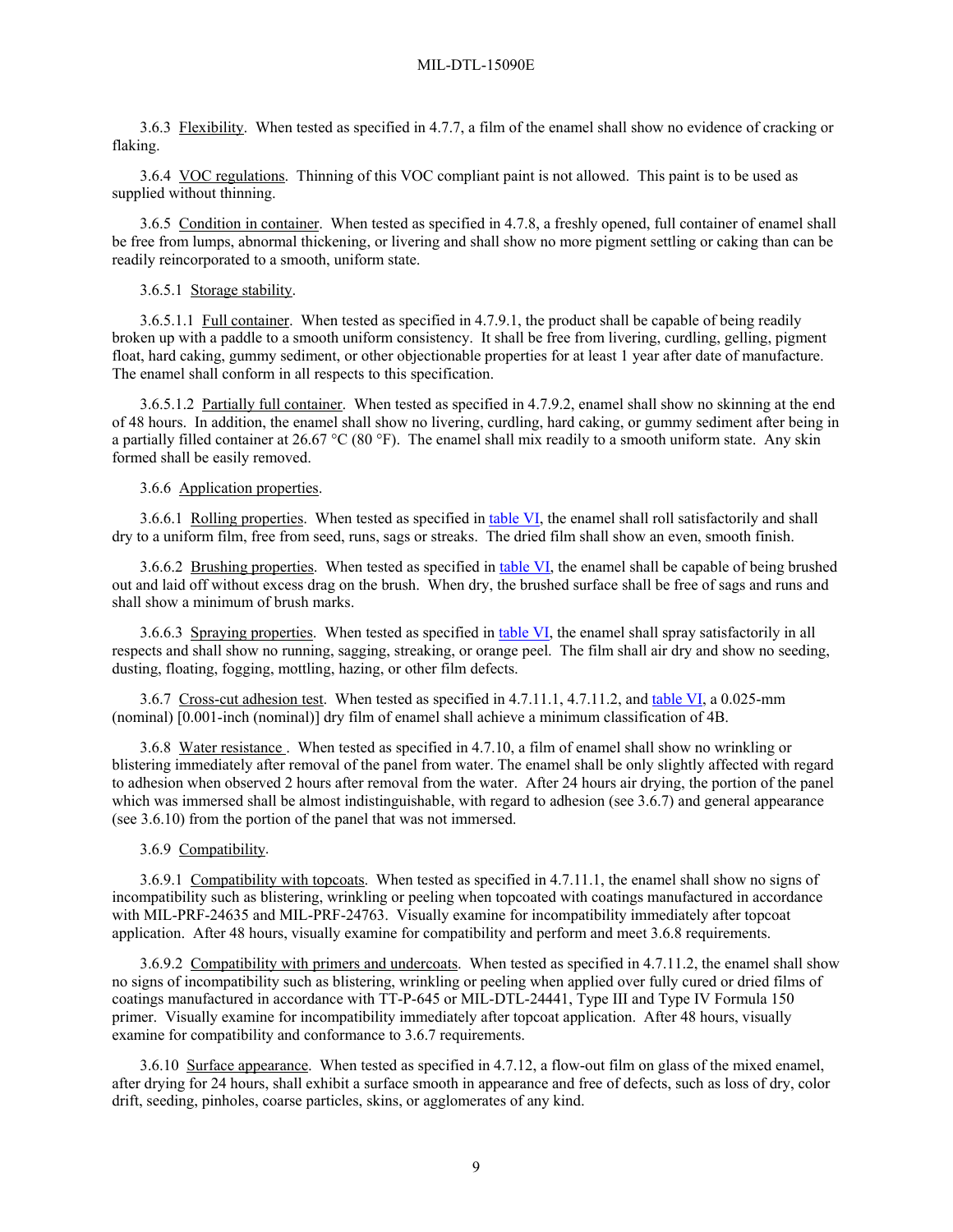3.6.3 Flexibility. When tested as specified in 4.7.7, a film of the enamel shall show no evidence of cracking or flaking.

3.6.4 VOC regulations. Thinning of this VOC compliant paint is not allowed. This paint is to be used as supplied without thinning.

3.6.5 Condition in container. When tested as specified in 4.7.8, a freshly opened, full container of enamel shall be free from lumps, abnormal thickening, or livering and shall show no more pigment settling or caking than can be readily reincorporated to a smooth, uniform state.

3.6.5.1 Storage stability.

3.6.5.1.1 Full container. When tested as specified in 4.7.9.1, the product shall be capable of being readily broken up with a paddle to a smooth uniform consistency. It shall be free from livering, curdling, gelling, pigment float, hard caking, gummy sediment, or other objectionable properties for at least 1 year after date of manufacture. The enamel shall conform in all respects to this specification.

3.6.5.1.2 Partially full container. When tested as specified in 4.7.9.2, enamel shall show no skinning at the end of 48 hours. In addition, the enamel shall show no livering, curdling, hard caking, or gummy sediment after being in a partially filled container at 26.67 °C (80 °F). The enamel shall mix readily to a smooth uniform state. Any skin formed shall be easily removed.

3.6.6 Application properties.

3.6.6.1 Rolling properties. When tested as specified in table VI, the enamel shall roll satisfactorily and shall dry to a uniform film, free from seed, runs, sags or streaks. The dried film shall show an even, smooth finish.

3.6.6.2 Brushing properties. When tested as specified in table VI, the enamel shall be capable of being brushed out and laid off without excess drag on the brush. When dry, the brushed surface shall be free of sags and runs and shall show a minimum of brush marks.

3.6.6.3 Spraying properties. When tested as specified in table VI, the enamel shall spray satisfactorily in all respects and shall show no running, sagging, streaking, or orange peel. The film shall air dry and show no seeding, dusting, floating, fogging, mottling, hazing, or other film defects.

3.6.7 Cross-cut adhesion test. When tested as specified in 4.7.11.1, 4.7.11.2, and table VI, a 0.025-mm (nominal) [0.001-inch (nominal)] dry film of enamel shall achieve a minimum classification of 4B.

3.6.8 Water resistance. When tested as specified in 4.7.10, a film of enamel shall show no wrinkling or blistering immediately after removal of the panel from water. The enamel shall be only slightly affected with regard to adhesion when observed 2 hours after removal from the water. After 24 hours air drying, the portion of the panel which was immersed shall be almost indistinguishable, with regard to adhesion (see 3.6.7) and general appearance (see 3.6.10) from the portion of the panel that was not immersed.

3.6.9 Compatibility.

3.6.9.1 Compatibility with topcoats. When tested as specified in 4.7.11.1, the enamel shall show no signs of incompatibility such as blistering, wrinkling or peeling when topcoated with coatings manufactured in accordance with MIL-PRF-24635 and MIL-PRF-24763. Visually examine for incompatibility immediately after topcoat application. After 48 hours, visually examine for compatibility and perform and meet 3.6.8 requirements.

3.6.9.2 Compatibility with primers and undercoats. When tested as specified in 4.7.11.2, the enamel shall show no signs of incompatibility such as blistering, wrinkling or peeling when applied over fully cured or dried films of coatings manufactured in accordance with TT-P-645 or MIL-DTL-24441, Type III and Type IV Formula 150 primer. Visually examine for incompatibility immediately after topcoat application. After 48 hours, visually examine for compatibility and conformance to 3.6.7 requirements.

3.6.10 Surface appearance. When tested as specified in 4.7.12, a flow-out film on glass of the mixed enamel, after drying for 24 hours, shall exhibit a surface smooth in appearance and free of defects, such as loss of dry, color drift, seeding, pinholes, coarse particles, skins, or agglomerates of any kind.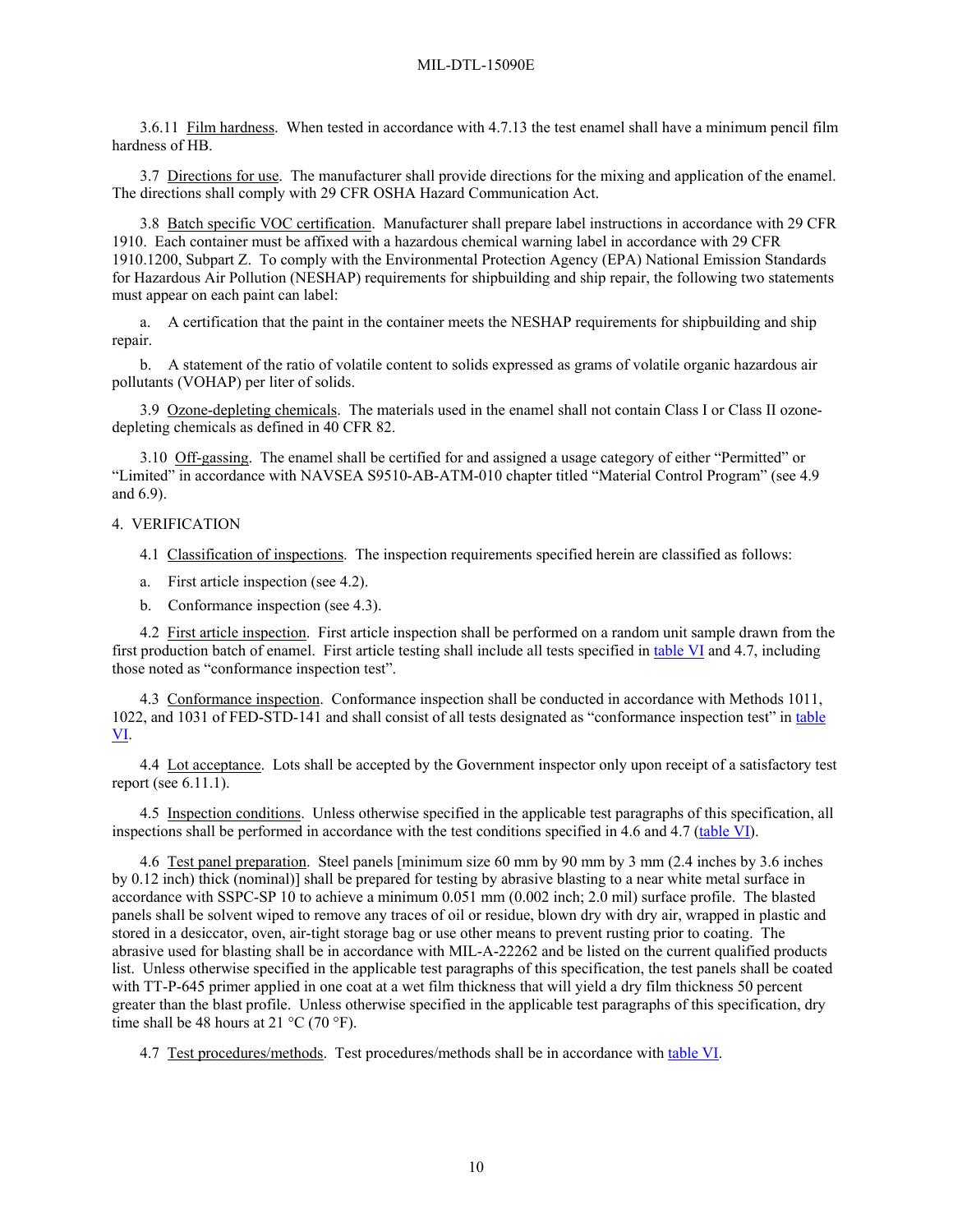3.6.11 Film hardness. When tested in accordance with 4.7.13 the test enamel shall have a minimum pencil film hardness of HB.

3.7 Directions for use. The manufacturer shall provide directions for the mixing and application of the enamel. The directions shall comply with 29 CFR OSHA Hazard Communication Act.

3.8 Batch specific VOC certification. Manufacturer shall prepare label instructions in accordance with 29 CFR 1910. Each container must be affixed with a hazardous chemical warning label in accordance with 29 CFR 1910.1200, Subpart Z. To comply with the Environmental Protection Agency (EPA) National Emission Standards for Hazardous Air Pollution (NESHAP) requirements for shipbuilding and ship repair, the following two statements must appear on each paint can label:

a. A certification that the paint in the container meets the NESHAP requirements for shipbuilding and ship repair.

b. A statement of the ratio of volatile content to solids expressed as grams of volatile organic hazardous air pollutants (VOHAP) per liter of solids.

3.9 Ozone-depleting chemicals. The materials used in the enamel shall not contain Class I or Class II ozone-depleting chemicals as defined in 40 CFR 82.

3.10 Off-gassing. The enamel shall be certified for and assigned a usage category of either "Permitted" or "Limited" in accordance with NAVSEA S9510-AB-ATM-010 chapter titled "Material Control Program" (see 4.9 and 6.9).

## 4. VERIFICATION

4.1 Classification of inspections. The inspection requirements specified herein are classified as follows:

a. First article inspection (see 4.2).

b. Conformance inspection (see 4.3).

4.2 First article inspection. First article inspection shall be performed on a random unit sample drawn from the first production batch of enamel. First article testing shall include all tests specified in table VI and 4.7, including those noted as "conformance inspection test".

4.3 Conformance inspection. Conformance inspection shall be conducted in accordance with Methods 1011, 1022, and 1031 of FED-STD-141 and shall consist of all tests designated as "conformance inspection test" in table VI.

4.4 Lot acceptance. Lots shall be accepted by the Government inspector only upon receipt of a satisfactory test report (see 6.11.1).

4.5 Inspection conditions. Unless otherwise specified in the applicable test paragraphs of this specification, all inspections shall be performed in accordance with the test conditions specified in 4.6 and 4.7 (table VI).

4.6 Test panel preparation. Steel panels [minimum size 60 mm by 90 mm by 3 mm (2.4 inches by 3.6 inches by 0.12 inch) thick (nominal)] shall be prepared for testing by abrasive blasting to a near white metal surface in accordance with SSPC-SP 10 to achieve a minimum 0.051 mm (0.002 inch; 2.0 mil) surface profile. The blasted panels shall be solvent wiped to remove any traces of oil or residue, blown dry with dry air, wrapped in plastic and stored in a desiccator, oven, air-tight storage bag or use other means to prevent rusting prior to coating. The abrasive used for blasting shall be in accordance with MIL-A-22262 and be listed on the current qualified products list. Unless otherwise specified in the applicable test paragraphs of this specification, the test panels shall be coated with TT-P-645 primer applied in one coat at a wet film thickness that will yield a dry film thickness 50 percent greater than the blast profile. Unless otherwise specified in the applicable test paragraphs of this specification, dry time shall be 48 hours at 21 °C (70 °F).

4.7 Test procedures/methods. Test procedures/methods shall be in accordance with table VI.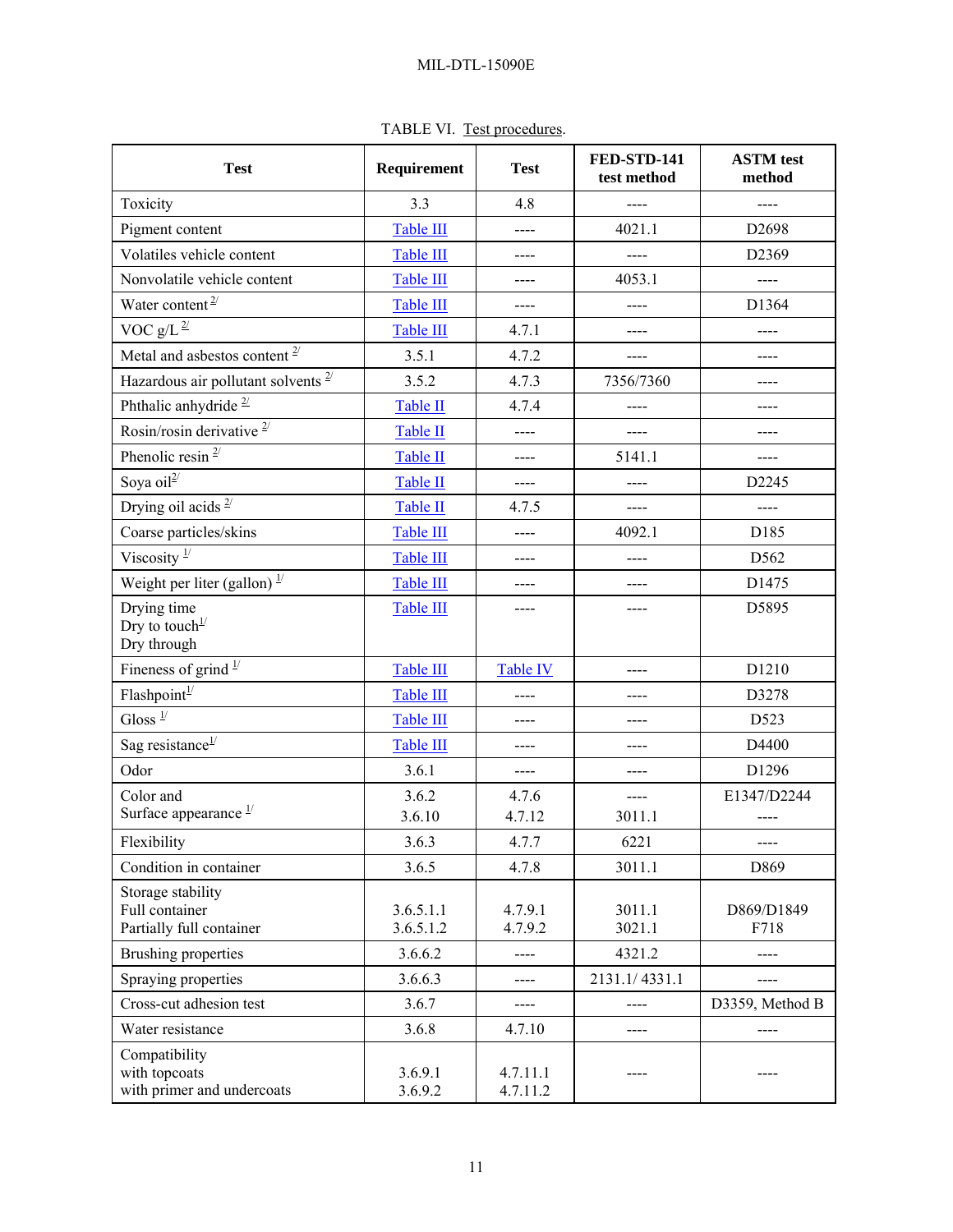TABLE VI. Test procedures.

| Test | Requirement | Test | FED-STD-141 test method | ASTM test method |
|---|---|---|---|---|
| Toxicity | 3.3 | 4.8 | ---- | ---- |
| Pigment content | Table III | ---- | 4021.1 | D2698 |
| Volatiles vehicle content | Table III | ---- | ---- | D2369 |
| Nonvolatile vehicle content | Table III | ---- | 4053.1 | ---- |
| Water content [2/] | Table III | ---- | ---- | D1364 |
| VOC g/L [2/] | Table III | 4.7.1 | ---- | ---- |
| Metal and asbestos content [2/] | 3.5.1 | 4.7.2 | ---- | ---- |
| Hazardous air pollutant solvents [2/] | 3.5.2 | 4.7.3 | 7356/7360 | ---- |
| Phthalic anhydride [2/] | Table II | 4.7.4 | ---- | ---- |
| Rosin/rosin derivative [2/] | Table II | ---- | ---- | ---- |
| Phenolic resin [2/] | Table II | ---- | 5141.1 | ---- |
| Soya oil[2/] | Table II | ---- | ---- | D2245 |
| Drying oil acids [2/] | Table II | 4.7.5 | ---- | ---- |
| Coarse particles/skins | Table III | ---- | 4092.1 | D185 |
| Viscosity [1/] | Table III | ---- | ---- | D562 |
| Weight per liter (gallon) [1/] | Table III | ---- | ---- | D1475 |
| Drying time<br>Dry to touch[1/]<br>Dry through | Table III | ---- | ---- | D5895 |
| Fineness of grind [1/] | Table III | Table IV | ---- | D1210 |
| Flashpoint[1/] | Table III | ---- | ---- | D3278 |
| Gloss [1/] | Table III | ---- | ---- | D523 |
| Sag resistance[1/] | Table III | ---- | ---- | D4400 |
| Odor | 3.6.1 | ---- | ---- | D1296 |
| Color and<br>Surface appearance [1/] | 3.6.2<br>3.6.10 | 4.7.6<br>4.7.12 | ----<br>3011.1 | E1347/D2244<br>---- |
| Flexibility | 3.6.3 | 4.7.7 | 6221 | ---- |
| Condition in container | 3.6.5 | 4.7.8 | 3011.1 | D869 |
| Storage stability<br>Full container<br>Partially full container | <br>3.6.5.1.1<br>3.6.5.1.2 | <br>4.7.9.1<br>4.7.9.2 | <br>3011.1<br>3021.1 | <br>D869/D1849<br>F718 |
| Brushing properties | 3.6.6.2 | ---- | 4321.2 | ---- |
| Spraying properties | 3.6.6.3 | ---- | 2131.1/ 4331.1 | ---- |
| Cross-cut adhesion test | 3.6.7 | ---- | ---- | D3359, Method B |
| Water resistance | 3.6.8 | 4.7.10 | ---- | ---- |
| Compatibility<br>with topcoats<br>with primer and undercoats | <br>3.6.9.1<br>3.6.9.2 | <br>4.7.11.1<br>4.7.11.2 | ---- | ---- |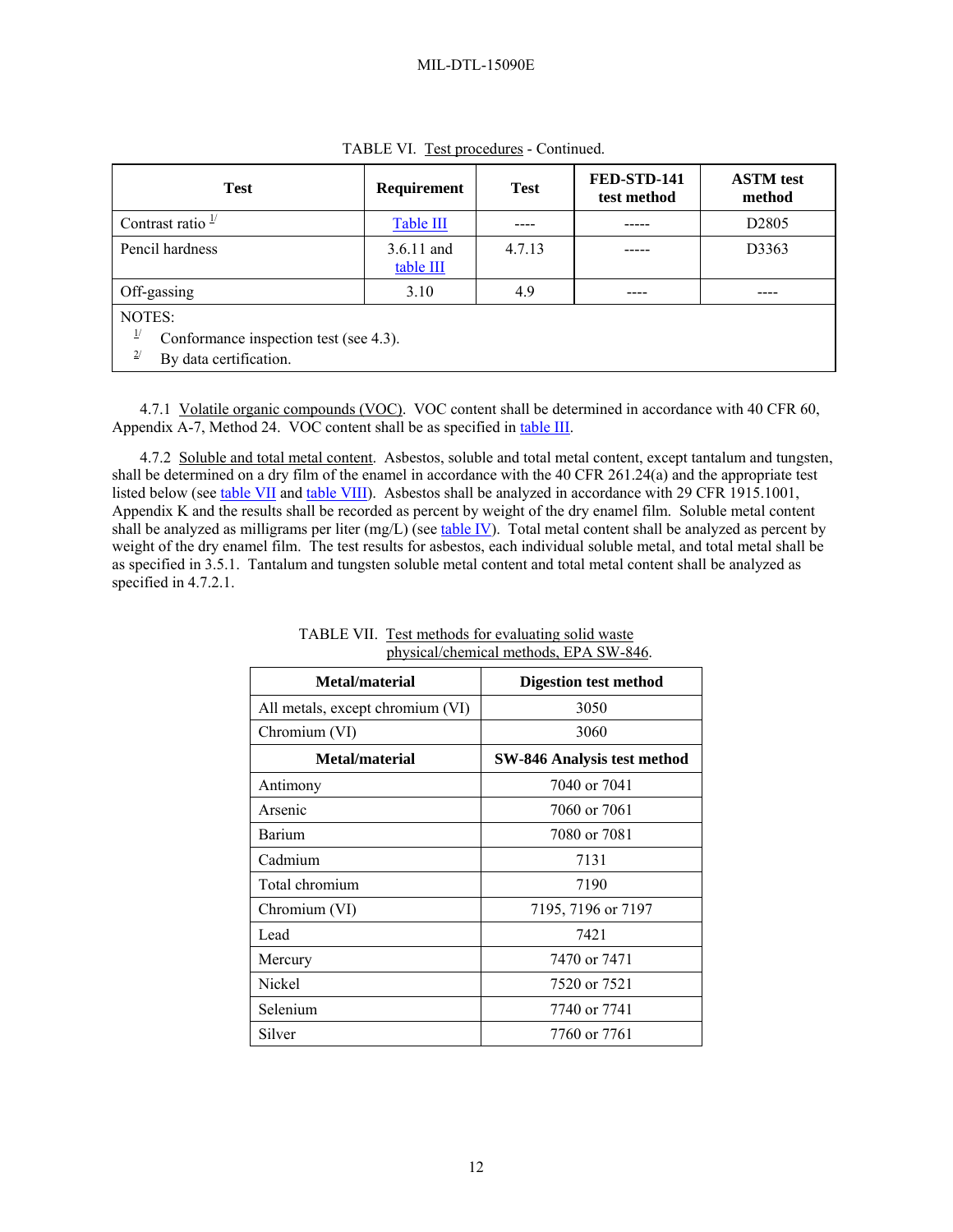TABLE VI. Test procedures - Continued.

| Test | Requirement | Test | FED-STD-141 test method | ASTM test method |
|---|---|---|---|---|
| Contrast ratio [1/] | Table III | ---- | ----- | D2805 |
| Pencil hardness | 3.6.11 and table III | 4.7.13 | ----- | D3363 |
| Off-gassing | 3.10 | 4.9 | ---- | ---- |

NOTES:
[1/] Conformance inspection test (see 4.3).
[2/] By data certification.

4.7.1 Volatile organic compounds (VOC). VOC content shall be determined in accordance with 40 CFR 60, Appendix A-7, Method 24. VOC content shall be as specified in table III.

4.7.2 Soluble and total metal content. Asbestos, soluble and total metal content, except tantalum and tungsten, shall be determined on a dry film of the enamel in accordance with the 40 CFR 261.24(a) and the appropriate test listed below (see table VII and table VIII). Asbestos shall be analyzed in accordance with 29 CFR 1915.1001, Appendix K and the results shall be recorded as percent by weight of the dry enamel film. Soluble metal content shall be analyzed as milligrams per liter (mg/L) (see table IV). Total metal content shall be analyzed as percent by weight of the dry enamel film. The test results for asbestos, each individual soluble metal, and total metal shall be as specified in 3.5.1. Tantalum and tungsten soluble metal content and total metal content shall be analyzed as specified in 4.7.2.1.

TABLE VII. Test methods for evaluating solid waste physical/chemical methods, EPA SW-846.

| Metal/material | Digestion test method |
|---|---|
| All metals, except chromium (VI) | 3050 |
| Chromium (VI) | 3060 |
| **Metal/material** | **SW-846 Analysis test method** |
| Antimony | 7040 or 7041 |
| Arsenic | 7060 or 7061 |
| Barium | 7080 or 7081 |
| Cadmium | 7131 |
| Total chromium | 7190 |
| Chromium (VI) | 7195, 7196 or 7197 |
| Lead | 7421 |
| Mercury | 7470 or 7471 |
| Nickel | 7520 or 7521 |
| Selenium | 7740 or 7741 |
| Silver | 7760 or 7761 |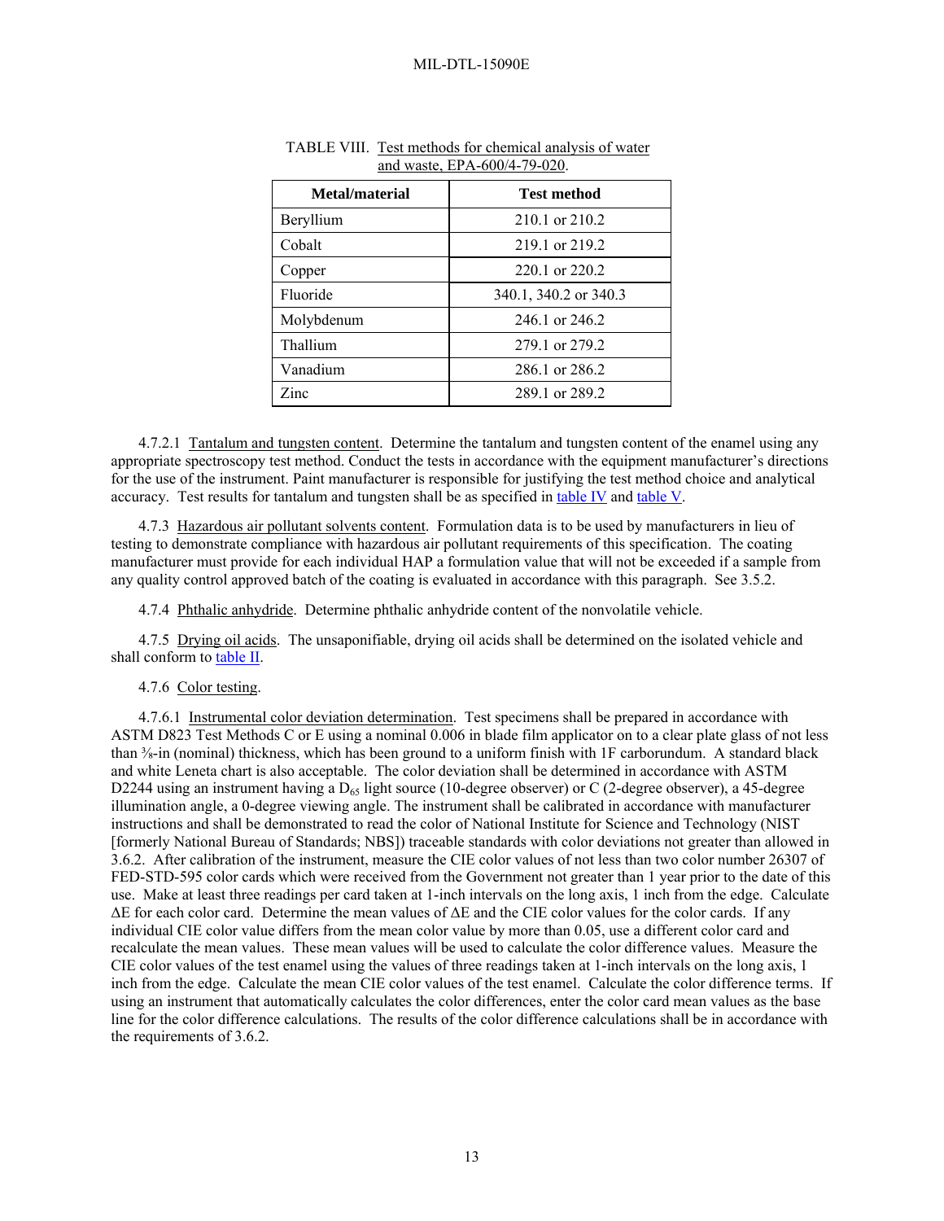TABLE VIII. Test methods for chemical analysis of water and waste, EPA-600/4-79-020.

| Metal/material | Test method |
|---|---|
| Beryllium | 210.1 or 210.2 |
| Cobalt | 219.1 or 219.2 |
| Copper | 220.1 or 220.2 |
| Fluoride | 340.1, 340.2 or 340.3 |
| Molybdenum | 246.1 or 246.2 |
| Thallium | 279.1 or 279.2 |
| Vanadium | 286.1 or 286.2 |
| Zinc | 289.1 or 289.2 |

4.7.2.1 Tantalum and tungsten content. Determine the tantalum and tungsten content of the enamel using any appropriate spectroscopy test method. Conduct the tests in accordance with the equipment manufacturer's directions for the use of the instrument. Paint manufacturer is responsible for justifying the test method choice and analytical accuracy. Test results for tantalum and tungsten shall be as specified in table IV and table V.

4.7.3 Hazardous air pollutant solvents content. Formulation data is to be used by manufacturers in lieu of testing to demonstrate compliance with hazardous air pollutant requirements of this specification. The coating manufacturer must provide for each individual HAP a formulation value that will not be exceeded if a sample from any quality control approved batch of the coating is evaluated in accordance with this paragraph. See 3.5.2.

4.7.4 Phthalic anhydride. Determine phthalic anhydride content of the nonvolatile vehicle.

4.7.5 Drying oil acids. The unsaponifiable, drying oil acids shall be determined on the isolated vehicle and shall conform to table II.

4.7.6 Color testing.

4.7.6.1 Instrumental color deviation determination. Test specimens shall be prepared in accordance with ASTM D823 Test Methods C or E using a nominal 0.006 in blade film applicator on to a clear plate glass of not less than ⅜-in (nominal) thickness, which has been ground to a uniform finish with 1F carborundum. A standard black and white Leneta chart is also acceptable. The color deviation shall be determined in accordance with ASTM D2244 using an instrument having a $D_{65}$ light source (10-degree observer) or C (2-degree observer), a 45-degree illumination angle, a 0-degree viewing angle. The instrument shall be calibrated in accordance with manufacturer instructions and shall be demonstrated to read the color of National Institute for Science and Technology (NIST [formerly National Bureau of Standards; NBS]) traceable standards with color deviations not greater than allowed in 3.6.2. After calibration of the instrument, measure the CIE color values of not less than two color number 26307 of FED-STD-595 color cards which were received from the Government not greater than 1 year prior to the date of this use. Make at least three readings per card taken at 1-inch intervals on the long axis, 1 inch from the edge. Calculate $\Delta E$ for each color card. Determine the mean values of $\Delta E$ and the CIE color values for the color cards. If any individual CIE color value differs from the mean color value by more than 0.05, use a different color card and recalculate the mean values. These mean values will be used to calculate the color difference values. Measure the CIE color values of the test enamel using the values of three readings taken at 1-inch intervals on the long axis, 1 inch from the edge. Calculate the mean CIE color values of the test enamel. Calculate the color difference terms. If using an instrument that automatically calculates the color differences, enter the color card mean values as the base line for the color difference calculations. The results of the color difference calculations shall be in accordance with the requirements of 3.6.2.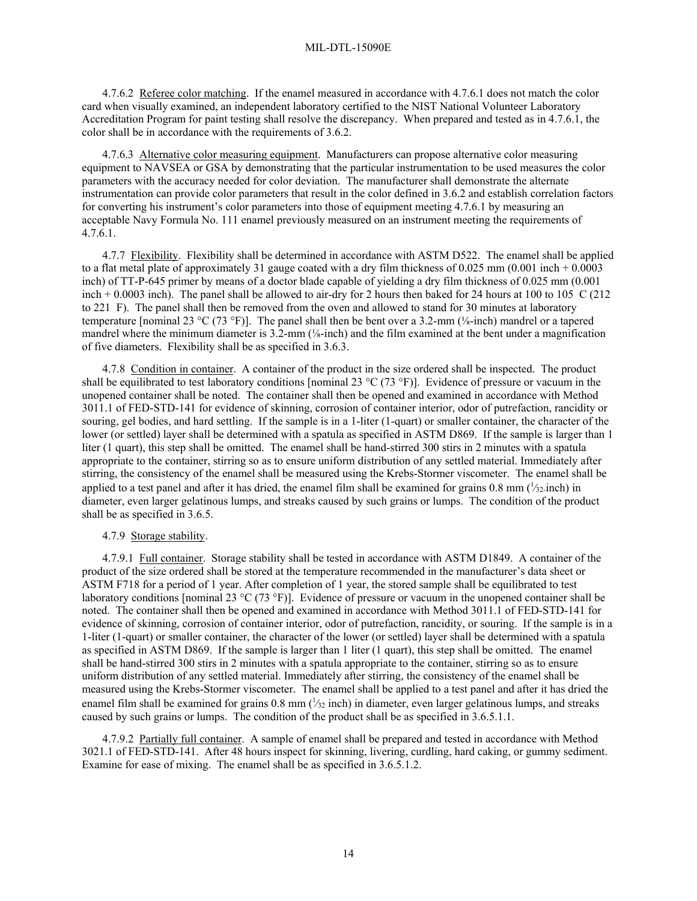4.7.6.2 Referee color matching. If the enamel measured in accordance with 4.7.6.1 does not match the color card when visually examined, an independent laboratory certified to the NIST National Volunteer Laboratory Accreditation Program for paint testing shall resolve the discrepancy. When prepared and tested as in 4.7.6.1, the color shall be in accordance with the requirements of 3.6.2.

4.7.6.3 Alternative color measuring equipment. Manufacturers can propose alternative color measuring equipment to NAVSEA or GSA by demonstrating that the particular instrumentation to be used measures the color parameters with the accuracy needed for color deviation. The manufacturer shall demonstrate the alternate instrumentation can provide color parameters that result in the color defined in 3.6.2 and establish correlation factors for converting his instrument's color parameters into those of equipment meeting 4.7.6.1 by measuring an acceptable Navy Formula No. 111 enamel previously measured on an instrument meeting the requirements of 4.7.6.1.

4.7.7 Flexibility. Flexibility shall be determined in accordance with ASTM D522. The enamel shall be applied to a flat metal plate of approximately 31 gauge coated with a dry film thickness of 0.025 mm (0.001 inch + 0.0003 inch) of TT-P-645 primer by means of a doctor blade capable of yielding a dry film thickness of 0.025 mm (0.001 inch + 0.0003 inch). The panel shall be allowed to air-dry for 2 hours then baked for 24 hours at 100 to 105 C (212 to 221 F). The panel shall then be removed from the oven and allowed to stand for 30 minutes at laboratory temperature [nominal 23 °C (73 °F)]. The panel shall then be bent over a 3.2-mm (⅛-inch) mandrel or a tapered mandrel where the minimum diameter is 3.2-mm (⅛-inch) and the film examined at the bent under a magnification of five diameters. Flexibility shall be as specified in 3.6.3.

4.7.8 Condition in container. A container of the product in the size ordered shall be inspected. The product shall be equilibrated to test laboratory conditions [nominal 23 °C (73 °F)]. Evidence of pressure or vacuum in the unopened container shall be noted. The container shall then be opened and examined in accordance with Method 3011.1 of FED-STD-141 for evidence of skinning, corrosion of container interior, odor of putrefaction, rancidity or souring, gel bodies, and hard settling. If the sample is in a 1-liter (1-quart) or smaller container, the character of the lower (or settled) layer shall be determined with a spatula as specified in ASTM D869. If the sample is larger than 1 liter (1 quart), this step shall be omitted. The enamel shall be hand-stirred 300 stirs in 2 minutes with a spatula appropriate to the container, stirring so as to ensure uniform distribution of any settled material. Immediately after stirring, the consistency of the enamel shall be measured using the Krebs-Stormer viscometer. The enamel shall be applied to a test panel and after it has dried, the enamel film shall be examined for grains 0.8 mm (1/32-inch) in diameter, even larger gelatinous lumps, and streaks caused by such grains or lumps. The condition of the product shall be as specified in 3.6.5.

4.7.9 Storage stability.

4.7.9.1 Full container. Storage stability shall be tested in accordance with ASTM D1849. A container of the product of the size ordered shall be stored at the temperature recommended in the manufacturer's data sheet or ASTM F718 for a period of 1 year. After completion of 1 year, the stored sample shall be equilibrated to test laboratory conditions [nominal 23 °C (73 °F)]. Evidence of pressure or vacuum in the unopened container shall be noted. The container shall then be opened and examined in accordance with Method 3011.1 of FED-STD-141 for evidence of skinning, corrosion of container interior, odor of putrefaction, rancidity, or souring. If the sample is in a 1-liter (1-quart) or smaller container, the character of the lower (or settled) layer shall be determined with a spatula as specified in ASTM D869. If the sample is larger than 1 liter (1 quart), this step shall be omitted. The enamel shall be hand-stirred 300 stirs in 2 minutes with a spatula appropriate to the container, stirring so as to ensure uniform distribution of any settled material. Immediately after stirring, the consistency of the enamel shall be measured using the Krebs-Stormer viscometer. The enamel shall be applied to a test panel and after it has dried the enamel film shall be examined for grains 0.8 mm (1/32 inch) in diameter, even larger gelatinous lumps, and streaks caused by such grains or lumps. The condition of the product shall be as specified in 3.6.5.1.1.

4.7.9.2 Partially full container. A sample of enamel shall be prepared and tested in accordance with Method 3021.1 of FED-STD-141. After 48 hours inspect for skinning, livering, curdling, hard caking, or gummy sediment. Examine for ease of mixing. The enamel shall be as specified in 3.6.5.1.2.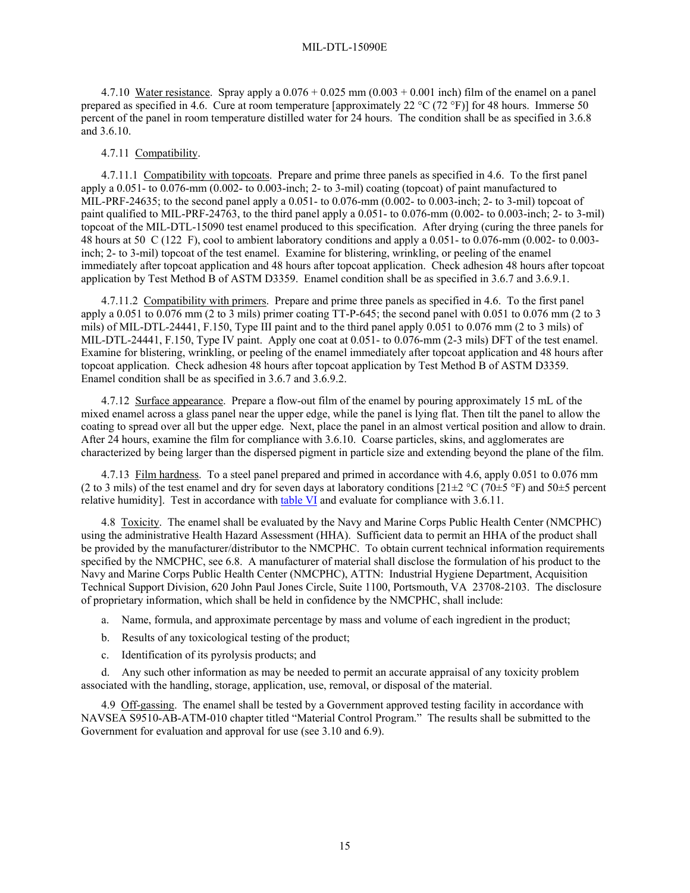4.7.10 Water resistance. Spray apply a 0.076 + 0.025 mm (0.003 + 0.001 inch) film of the enamel on a panel prepared as specified in 4.6. Cure at room temperature [approximately 22 °C (72 °F)] for 48 hours. Immerse 50 percent of the panel in room temperature distilled water for 24 hours. The condition shall be as specified in 3.6.8 and 3.6.10.

4.7.11 Compatibility.

4.7.11.1 Compatibility with topcoats. Prepare and prime three panels as specified in 4.6. To the first panel apply a 0.051- to 0.076-mm (0.002- to 0.003-inch; 2- to 3-mil) coating (topcoat) of paint manufactured to MIL-PRF-24635; to the second panel apply a 0.051- to 0.076-mm (0.002- to 0.003-inch; 2- to 3-mil) topcoat of paint qualified to MIL-PRF-24763, to the third panel apply a 0.051- to 0.076-mm (0.002- to 0.003-inch; 2- to 3-mil) topcoat of the MIL-DTL-15090 test enamel produced to this specification. After drying (curing the three panels for 48 hours at 50 C (122 F), cool to ambient laboratory conditions and apply a 0.051- to 0.076-mm (0.002- to 0.003-inch; 2- to 3-mil) topcoat of the test enamel. Examine for blistering, wrinkling, or peeling of the enamel immediately after topcoat application and 48 hours after topcoat application. Check adhesion 48 hours after topcoat application by Test Method B of ASTM D3359. Enamel condition shall be as specified in 3.6.7 and 3.6.9.1.

4.7.11.2 Compatibility with primers. Prepare and prime three panels as specified in 4.6. To the first panel apply a 0.051 to 0.076 mm (2 to 3 mils) primer coating TT-P-645; the second panel with 0.051 to 0.076 mm (2 to 3 mils) of MIL-DTL-24441, F.150, Type III paint and to the third panel apply 0.051 to 0.076 mm (2 to 3 mils) of MIL-DTL-24441, F.150, Type IV paint. Apply one coat at 0.051- to 0.076-mm (2-3 mils) DFT of the test enamel. Examine for blistering, wrinkling, or peeling of the enamel immediately after topcoat application and 48 hours after topcoat application. Check adhesion 48 hours after topcoat application by Test Method B of ASTM D3359. Enamel condition shall be as specified in 3.6.7 and 3.6.9.2.

4.7.12 Surface appearance. Prepare a flow-out film of the enamel by pouring approximately 15 mL of the mixed enamel across a glass panel near the upper edge, while the panel is lying flat. Then tilt the panel to allow the coating to spread over all but the upper edge. Next, place the panel in an almost vertical position and allow to drain. After 24 hours, examine the film for compliance with 3.6.10. Coarse particles, skins, and agglomerates are characterized by being larger than the dispersed pigment in particle size and extending beyond the plane of the film.

4.7.13 Film hardness. To a steel panel prepared and primed in accordance with 4.6, apply 0.051 to 0.076 mm (2 to 3 mils) of the test enamel and dry for seven days at laboratory conditions [21±2 °C (70±5 °F) and 50±5 percent relative humidity]. Test in accordance with table VI and evaluate for compliance with 3.6.11.

4.8 Toxicity. The enamel shall be evaluated by the Navy and Marine Corps Public Health Center (NMCPHC) using the administrative Health Hazard Assessment (HHA). Sufficient data to permit an HHA of the product shall be provided by the manufacturer/distributor to the NMCPHC. To obtain current technical information requirements specified by the NMCPHC, see 6.8. A manufacturer of material shall disclose the formulation of his product to the Navy and Marine Corps Public Health Center (NMCPHC), ATTN: Industrial Hygiene Department, Acquisition Technical Support Division, 620 John Paul Jones Circle, Suite 1100, Portsmouth, VA 23708-2103. The disclosure of proprietary information, which shall be held in confidence by the NMCPHC, shall include:

a. Name, formula, and approximate percentage by mass and volume of each ingredient in the product;

b. Results of any toxicological testing of the product;

c. Identification of its pyrolysis products; and

d. Any such other information as may be needed to permit an accurate appraisal of any toxicity problem associated with the handling, storage, application, use, removal, or disposal of the material.

4.9 Off-gassing. The enamel shall be tested by a Government approved testing facility in accordance with NAVSEA S9510-AB-ATM-010 chapter titled "Material Control Program." The results shall be submitted to the Government for evaluation and approval for use (see 3.10 and 6.9).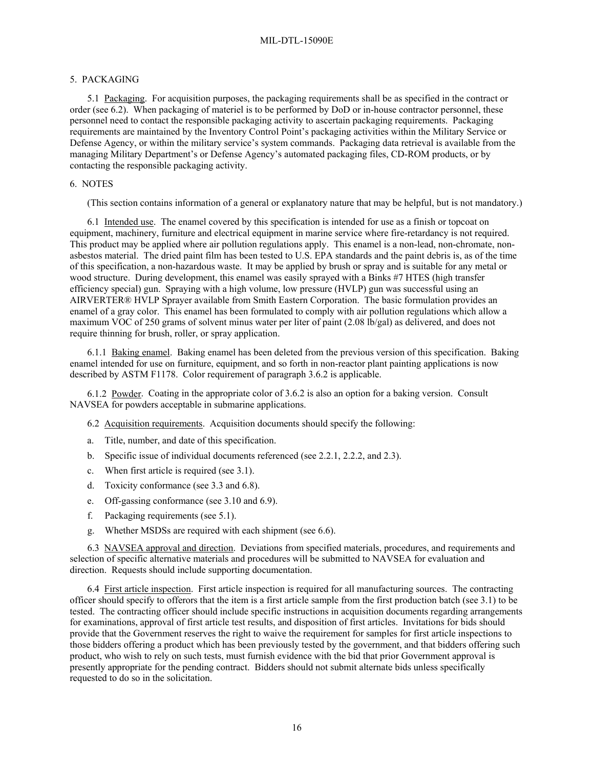## 5. PACKAGING

5.1 Packaging. For acquisition purposes, the packaging requirements shall be as specified in the contract or order (see 6.2). When packaging of materiel is to be performed by DoD or in-house contractor personnel, these personnel need to contact the responsible packaging activity to ascertain packaging requirements. Packaging requirements are maintained by the Inventory Control Point's packaging activities within the Military Service or Defense Agency, or within the military service's system commands. Packaging data retrieval is available from the managing Military Department's or Defense Agency's automated packaging files, CD-ROM products, or by contacting the responsible packaging activity.

## 6. NOTES

(This section contains information of a general or explanatory nature that may be helpful, but is not mandatory.)

6.1 Intended use. The enamel covered by this specification is intended for use as a finish or topcoat on equipment, machinery, furniture and electrical equipment in marine service where fire-retardancy is not required. This product may be applied where air pollution regulations apply. This enamel is a non-lead, non-chromate, non-asbestos material. The dried paint film has been tested to U.S. EPA standards and the paint debris is, as of the time of this specification, a non-hazardous waste. It may be applied by brush or spray and is suitable for any metal or wood structure. During development, this enamel was easily sprayed with a Binks #7 HTES (high transfer efficiency special) gun. Spraying with a high volume, low pressure (HVLP) gun was successful using an AIRVERTER® HVLP Sprayer available from Smith Eastern Corporation. The basic formulation provides an enamel of a gray color. This enamel has been formulated to comply with air pollution regulations which allow a maximum VOC of 250 grams of solvent minus water per liter of paint (2.08 lb/gal) as delivered, and does not require thinning for brush, roller, or spray application.

6.1.1 Baking enamel. Baking enamel has been deleted from the previous version of this specification. Baking enamel intended for use on furniture, equipment, and so forth in non-reactor plant painting applications is now described by ASTM F1178. Color requirement of paragraph 3.6.2 is applicable.

6.1.2 Powder. Coating in the appropriate color of 3.6.2 is also an option for a baking version. Consult NAVSEA for powders acceptable in submarine applications.

6.2 Acquisition requirements. Acquisition documents should specify the following:

a. Title, number, and date of this specification.

b. Specific issue of individual documents referenced (see 2.2.1, 2.2.2, and 2.3).

c. When first article is required (see 3.1).

d. Toxicity conformance (see 3.3 and 6.8).

e. Off-gassing conformance (see 3.10 and 6.9).

f. Packaging requirements (see 5.1).

g. Whether MSDSs are required with each shipment (see 6.6).

6.3 NAVSEA approval and direction. Deviations from specified materials, procedures, and requirements and selection of specific alternative materials and procedures will be submitted to NAVSEA for evaluation and direction. Requests should include supporting documentation.

6.4 First article inspection. First article inspection is required for all manufacturing sources. The contracting officer should specify to offerors that the item is a first article sample from the first production batch (see 3.1) to be tested. The contracting officer should include specific instructions in acquisition documents regarding arrangements for examinations, approval of first article test results, and disposition of first articles. Invitations for bids should provide that the Government reserves the right to waive the requirement for samples for first article inspections to those bidders offering a product which has been previously tested by the government, and that bidders offering such product, who wish to rely on such tests, must furnish evidence with the bid that prior Government approval is presently appropriate for the pending contract. Bidders should not submit alternate bids unless specifically requested to do so in the solicitation.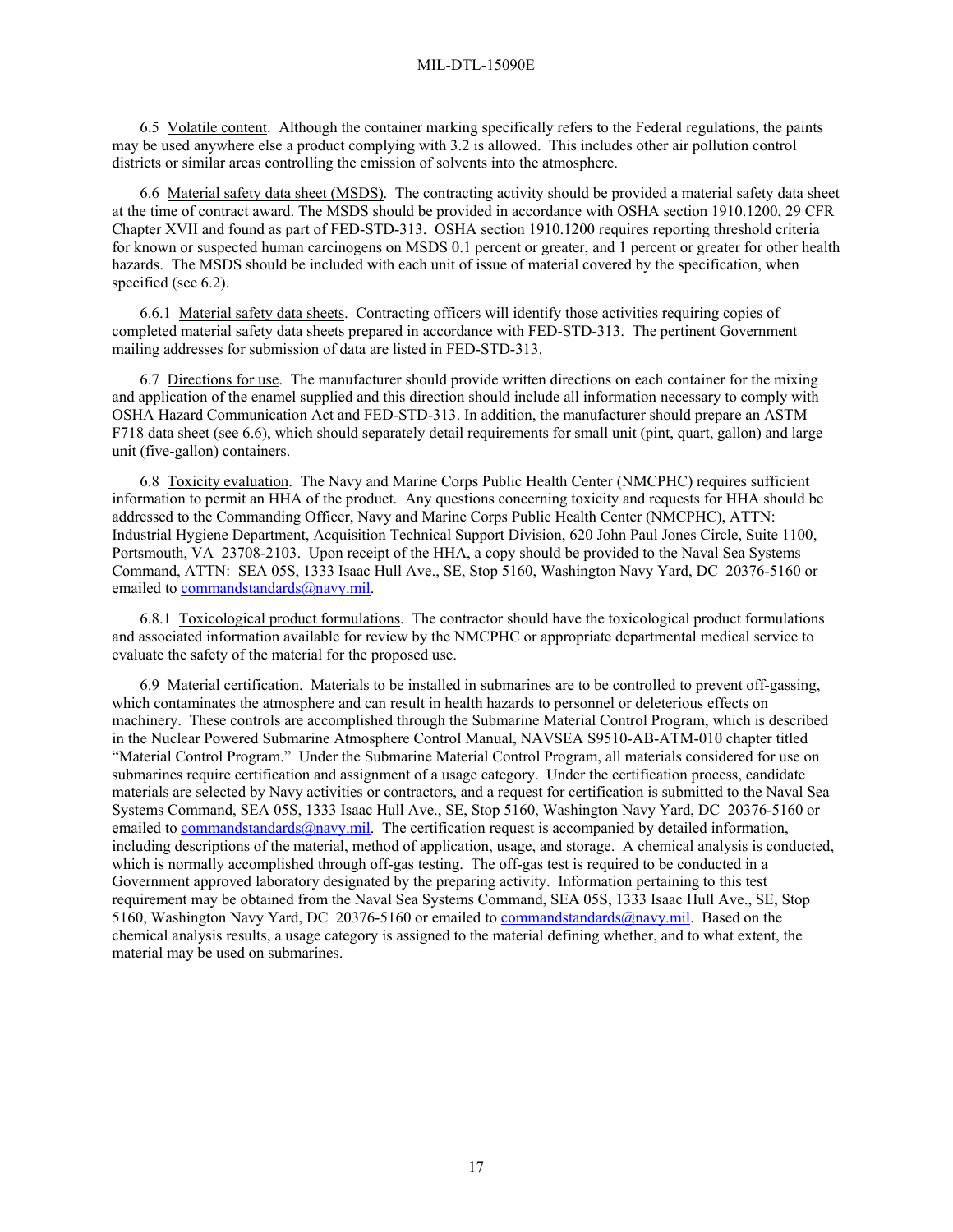6.5 Volatile content. Although the container marking specifically refers to the Federal regulations, the paints may be used anywhere else a product complying with 3.2 is allowed. This includes other air pollution control districts or similar areas controlling the emission of solvents into the atmosphere.

6.6 Material safety data sheet (MSDS). The contracting activity should be provided a material safety data sheet at the time of contract award. The MSDS should be provided in accordance with OSHA section 1910.1200, 29 CFR Chapter XVII and found as part of FED-STD-313. OSHA section 1910.1200 requires reporting threshold criteria for known or suspected human carcinogens on MSDS 0.1 percent or greater, and 1 percent or greater for other health hazards. The MSDS should be included with each unit of issue of material covered by the specification, when specified (see 6.2).

6.6.1 Material safety data sheets. Contracting officers will identify those activities requiring copies of completed material safety data sheets prepared in accordance with FED-STD-313. The pertinent Government mailing addresses for submission of data are listed in FED-STD-313.

6.7 Directions for use. The manufacturer should provide written directions on each container for the mixing and application of the enamel supplied and this direction should include all information necessary to comply with OSHA Hazard Communication Act and FED-STD-313. In addition, the manufacturer should prepare an ASTM F718 data sheet (see 6.6), which should separately detail requirements for small unit (pint, quart, gallon) and large unit (five-gallon) containers.

6.8 Toxicity evaluation. The Navy and Marine Corps Public Health Center (NMCPHC) requires sufficient information to permit an HHA of the product. Any questions concerning toxicity and requests for HHA should be addressed to the Commanding Officer, Navy and Marine Corps Public Health Center (NMCPHC), ATTN: Industrial Hygiene Department, Acquisition Technical Support Division, 620 John Paul Jones Circle, Suite 1100, Portsmouth, VA 23708-2103. Upon receipt of the HHA, a copy should be provided to the Naval Sea Systems Command, ATTN: SEA 05S, 1333 Isaac Hull Ave., SE, Stop 5160, Washington Navy Yard, DC 20376-5160 or emailed to commandstandards@navy.mil.

6.8.1 Toxicological product formulations. The contractor should have the toxicological product formulations and associated information available for review by the NMCPHC or appropriate departmental medical service to evaluate the safety of the material for the proposed use.

6.9 Material certification. Materials to be installed in submarines are to be controlled to prevent off-gassing, which contaminates the atmosphere and can result in health hazards to personnel or deleterious effects on machinery. These controls are accomplished through the Submarine Material Control Program, which is described in the Nuclear Powered Submarine Atmosphere Control Manual, NAVSEA S9510-AB-ATM-010 chapter titled "Material Control Program." Under the Submarine Material Control Program, all materials considered for use on submarines require certification and assignment of a usage category. Under the certification process, candidate materials are selected by Navy activities or contractors, and a request for certification is submitted to the Naval Sea Systems Command, SEA 05S, 1333 Isaac Hull Ave., SE, Stop 5160, Washington Navy Yard, DC 20376-5160 or emailed to commandstandards@navy.mil. The certification request is accompanied by detailed information, including descriptions of the material, method of application, usage, and storage. A chemical analysis is conducted, which is normally accomplished through off-gas testing. The off-gas test is required to be conducted in a Government approved laboratory designated by the preparing activity. Information pertaining to this test requirement may be obtained from the Naval Sea Systems Command, SEA 05S, 1333 Isaac Hull Ave., SE, Stop 5160, Washington Navy Yard, DC 20376-5160 or emailed to commandstandards@navy.mil. Based on the chemical analysis results, a usage category is assigned to the material defining whether, and to what extent, the material may be used on submarines.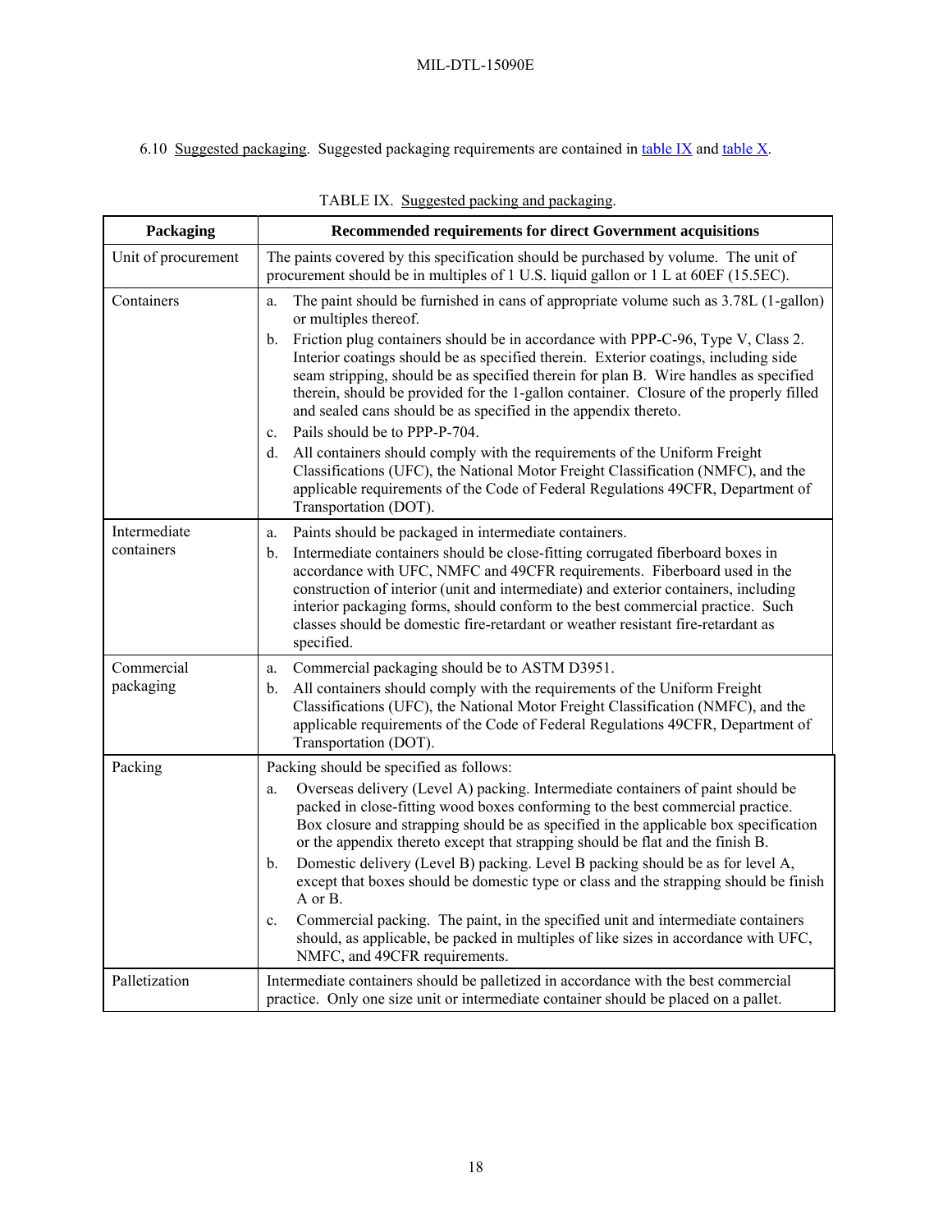6.10 Suggested packaging. Suggested packaging requirements are contained in table IX and table X.

TABLE IX. Suggested packing and packaging.

| Packaging | Recommended requirements for direct Government acquisitions |
|---|---|
| Unit of procurement | The paints covered by this specification should be purchased by volume. The unit of procurement should be in multiples of 1 U.S. liquid gallon or 1 L at 60EF (15.5EC). |
| Containers | a. The paint should be furnished in cans of appropriate volume such as 3.78L (1-gallon) or multiples thereof. <br> b. Friction plug containers should be in accordance with PPP-C-96, Type V, Class 2. Interior coatings should be as specified therein. Exterior coatings, including side seam stripping, should be as specified therein for plan B. Wire handles as specified therein, should be provided for the 1-gallon container. Closure of the properly filled and sealed cans should be as specified in the appendix thereto. <br> c. Pails should be to PPP-P-704. <br> d. All containers should comply with the requirements of the Uniform Freight Classifications (UFC), the National Motor Freight Classification (NMFC), and the applicable requirements of the Code of Federal Regulations 49CFR, Department of Transportation (DOT). |
| Intermediate containers | a. Paints should be packaged in intermediate containers. <br> b. Intermediate containers should be close-fitting corrugated fiberboard boxes in accordance with UFC, NMFC and 49CFR requirements. Fiberboard used in the construction of interior (unit and intermediate) and exterior containers, including interior packaging forms, should conform to the best commercial practice. Such classes should be domestic fire-retardant or weather resistant fire-retardant as specified. |
| Commercial packaging | a. Commercial packaging should be to ASTM D3951. <br> b. All containers should comply with the requirements of the Uniform Freight Classifications (UFC), the National Motor Freight Classification (NMFC), and the applicable requirements of the Code of Federal Regulations 49CFR, Department of Transportation (DOT). |
| Packing | Packing should be specified as follows: <br> a. Overseas delivery (Level A) packing. Intermediate containers of paint should be packed in close-fitting wood boxes conforming to the best commercial practice. Box closure and strapping should be as specified in the applicable box specification or the appendix thereto except that strapping should be flat and the finish B. <br> b. Domestic delivery (Level B) packing. Level B packing should be as for level A, except that boxes should be domestic type or class and the strapping should be finish A or B. <br> c. Commercial packing. The paint, in the specified unit and intermediate containers should, as applicable, be packed in multiples of like sizes in accordance with UFC, NMFC, and 49CFR requirements. |
| Palletization | Intermediate containers should be palletized in accordance with the best commercial practice. Only one size unit or intermediate container should be placed on a pallet. |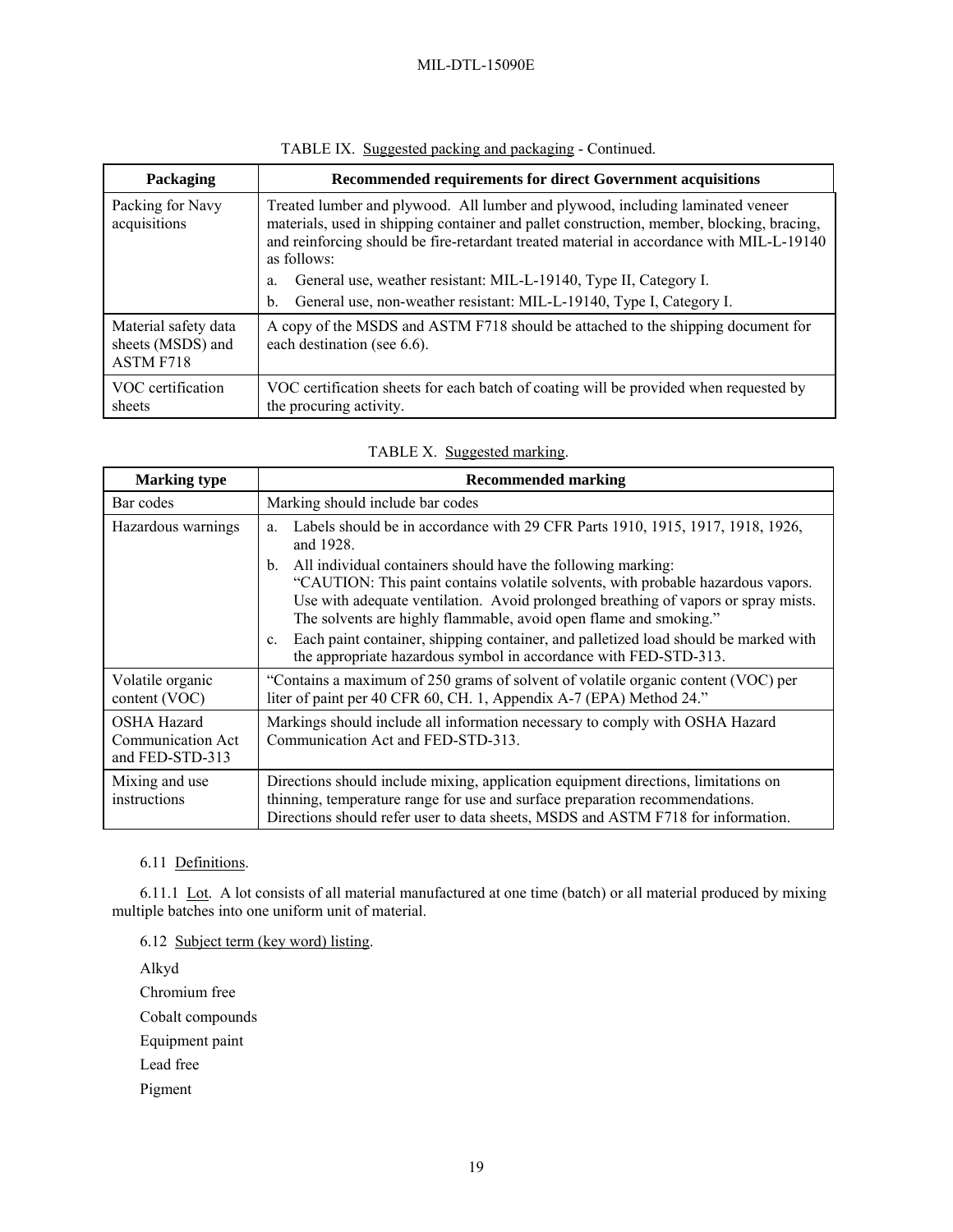TABLE IX. Suggested packing and packaging - Continued.

| Packaging | Recommended requirements for direct Government acquisitions |
|---|---|
| Packing for Navy acquisitions | Treated lumber and plywood. All lumber and plywood, including laminated veneer materials, used in shipping container and pallet construction, member, blocking, bracing, and reinforcing should be fire-retardant treated material in accordance with MIL-L-19140 as follows:<br>a. General use, weather resistant: MIL-L-19140, Type II, Category I.<br>b. General use, non-weather resistant: MIL-L-19140, Type I, Category I. |
| Material safety data sheets (MSDS) and ASTM F718 | A copy of the MSDS and ASTM F718 should be attached to the shipping document for each destination (see 6.6). |
| VOC certification sheets | VOC certification sheets for each batch of coating will be provided when requested by the procuring activity. |

TABLE X. Suggested marking.

| Marking type | Recommended marking |
|---|---|
| Bar codes | Marking should include bar codes |
| Hazardous warnings | a. Labels should be in accordance with 29 CFR Parts 1910, 1915, 1917, 1918, 1926, and 1928.<br>b. All individual containers should have the following marking: "CAUTION: This paint contains volatile solvents, with probable hazardous vapors. Use with adequate ventilation. Avoid prolonged breathing of vapors or spray mists. The solvents are highly flammable, avoid open flame and smoking."<br>c. Each paint container, shipping container, and palletized load should be marked with the appropriate hazardous symbol in accordance with FED-STD-313. |
| Volatile organic content (VOC) | "Contains a maximum of 250 grams of solvent of volatile organic content (VOC) per liter of paint per 40 CFR 60, CH. 1, Appendix A-7 (EPA) Method 24." |
| OSHA Hazard Communication Act and FED-STD-313 | Markings should include all information necessary to comply with OSHA Hazard Communication Act and FED-STD-313. |
| Mixing and use instructions | Directions should include mixing, application equipment directions, limitations on thinning, temperature range for use and surface preparation recommendations. Directions should refer user to data sheets, MSDS and ASTM F718 for information. |

6.11 Definitions.

6.11.1 Lot. A lot consists of all material manufactured at one time (batch) or all material produced by mixing multiple batches into one uniform unit of material.

6.12 Subject term (key word) listing.

Alkyd

Chromium free

Cobalt compounds

Equipment paint

Lead free

Pigment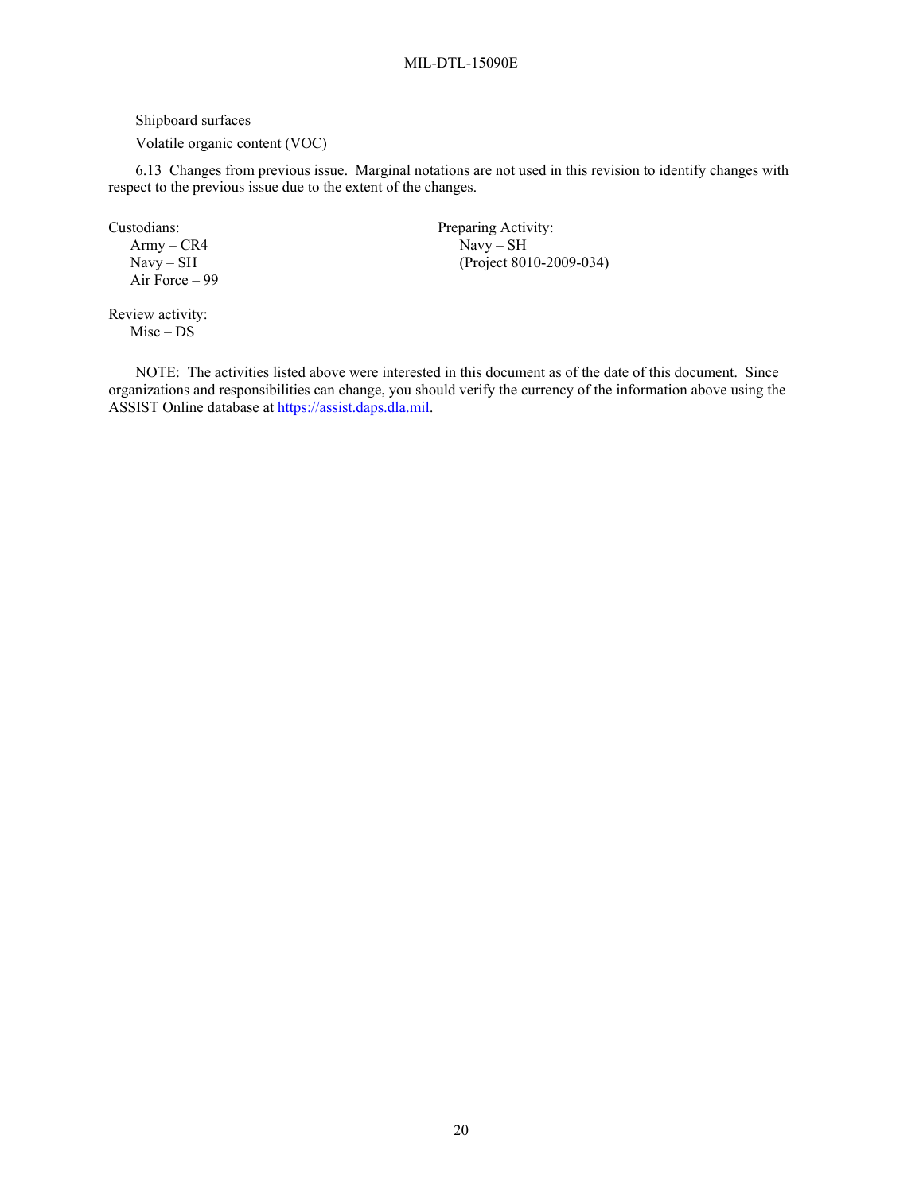Shipboard surfaces

Volatile organic content (VOC)

6.13 Changes from previous issue. Marginal notations are not used in this revision to identify changes with respect to the previous issue due to the extent of the changes.

Custodians:
Army – CR4
Navy – SH
Air Force – 99

Preparing Activity:
Navy – SH
(Project 8010-2009-034)

Review activity:
Misc – DS

NOTE: The activities listed above were interested in this document as of the date of this document. Since organizations and responsibilities can change, you should verify the currency of the information above using the ASSIST Online database at https://assist.daps.dla.mil.